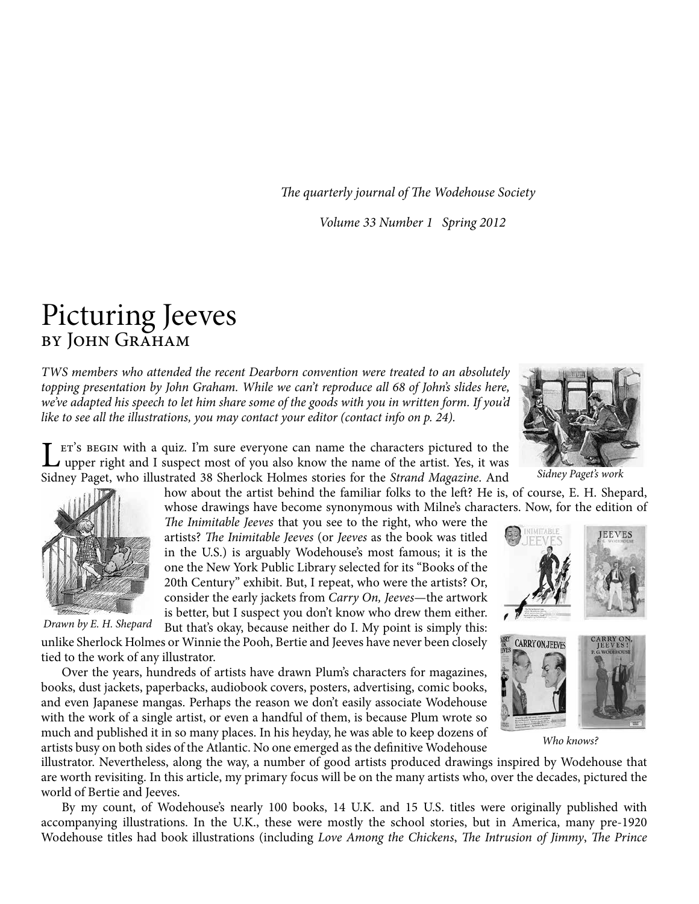*The quarterly journal of The Wodehouse Society*

*Volume 33 Number 1 Spring 2012*

# Picturing Jeeves

## by John Graham

*TWS members who attended the recent Dearborn convention were treated to an absolutely topping presentation by John Graham. While we can't reproduce all 68 of John's slides here, we've adapted his speech to let him share some of the goods with you in written form. If you'd like to see all the illustrations, you may contact your editor (contact info on p. 24).*

Sidney Paget's work

Let's begin with a quiz. I'm sure everyone can name the characters pictured to the upper right and I suspect most of you also know the name of the artist. Yes, it was Sidney Paget, who illustrated 38 Sherlock Holmes stories for the *Strand Magazine*. And how about the artist behind the familiar folks to the left? He is, of course, E. H. Shepard, whose drawings have become synonymous with Milne's characters. Now, for the edition of *The Inimitable Jeeves* that you see to the right, who were the artists? *The Inimitable Jeeves* (or *Jeeves* as the book was titled in the U.S.) is arguably Wodehouse's most famous; it is the one the New York Public Library selected for its "Books of the 20th Century" exhibit. But, I repeat, who were the artists? Or, consider the early jackets from *Carry On, Jeeves*—the artwork is better, but I suspect you don't know who drew them either. But that's okay, because neither do I. My point is simply this: unlike Sherlock Holmes or Winnie the Pooh, Bertie and Jeeves have never been closely tied to the work of any illustrator.

Drawn by E. H. Shepard

Over the years, hundreds of artists have drawn Plum's characters for magazines, books, dust jackets, paperbacks, audiobook covers, posters, advertising, comic books, and even Japanese mangas. Perhaps the reason we don't easily associate Wodehouse with the work of a single artist, or even a handful of them, is because Plum wrote so much and published it in so many places. In his heyday, he was able to keep dozens of artists busy on both sides of the Atlantic. No one emerged as the definitive Wodehouse illustrator. Nevertheless, along the way, a number of good artists produced drawings inspired by Wodehouse that are worth revisiting. In this article, my primary focus will be on the many artists who, over the decades, pictured the world of Bertie and Jeeves.

Who knows?

By my count, of Wodehouse's nearly 100 books, 14 U.K. and 15 U.S. titles were originally published with accompanying illustrations. In the U.K., these were mostly the school stories, but in America, many pre-1920 Wodehouse titles had book illustrations (including *Love Among the Chickens*, *The Intrusion of Jimmy*, *The Prince*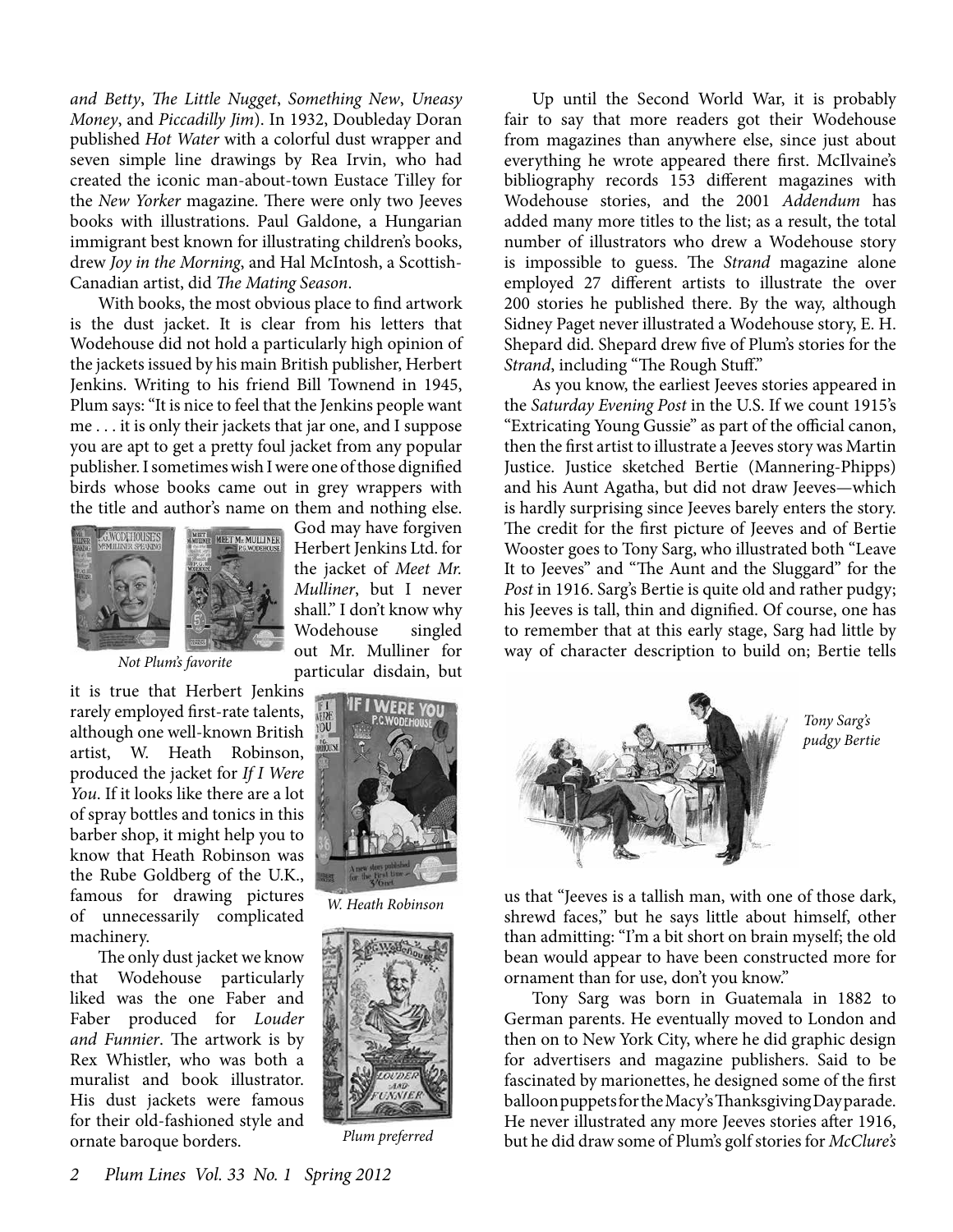*and Betty*, *The Little Nugget*, *Something New*, *Uneasy Money*, and *Piccadilly Jim*). In 1932, Doubleday Doran published *Hot Water* with a colorful dust wrapper and seven simple line drawings by Rea Irvin, who had created the iconic man-about-town Eustace Tilley for the *New Yorker* magazine. There were only two Jeeves books with illustrations. Paul Galdone, a Hungarian immigrant best known for illustrating children's books, drew *Joy in the Morning*, and Hal McIntosh, a Scottish-Canadian artist, did *The Mating Season*.

With books, the most obvious place to find artwork is the dust jacket. It is clear from his letters that Wodehouse did not hold a particularly high opinion of the jackets issued by his main British publisher, Herbert Jenkins. Writing to his friend Bill Townend in 1945, Plum says: "It is nice to feel that the Jenkins people want me . . . it is only their jackets that jar one, and I suppose you are apt to get a pretty foul jacket from any popular publisher. I sometimes wish I were one of those dignified birds whose books came out in grey wrappers with the title and author's name on them and nothing else. God may have forgiven Herbert Jenkins Ltd. for the jacket of *Meet Mr. Mulliner*, but I never shall." I don't know why Wodehouse singled out Mr. Mulliner for particular disdain, but it is true that Herbert Jenkins rarely employed first-rate talents, although one well-known British artist, W. Heath Robinson, produced the jacket for *If I Were You*. If it looks like there are a lot of spray bottles and tonics in this barber shop, it might help you to know that Heath Robinson was the Rube Goldberg of the U.K., famous for drawing pictures of unnecessarily complicated machinery.

*Not Plum's favorite*

*W. Heath Robinson*

The only dust jacket we know that Wodehouse particularly liked was the one Faber and Faber produced for *Louder and Funnier*. The artwork is by Rex Whistler, who was both a muralist and book illustrator. His dust jackets were famous for their old-fashioned style and ornate baroque borders.

*Plum preferred*

Up until the Second World War, it is probably fair to say that more readers got their Wodehouse from magazines than anywhere else, since just about everything he wrote appeared there first. McIlvaine's bibliography records 153 different magazines with Wodehouse stories, and the 2001 *Addendum* has added many more titles to the list; as a result, the total number of illustrators who drew a Wodehouse story is impossible to guess. The *Strand* magazine alone employed 27 different artists to illustrate the over 200 stories he published there. By the way, although Sidney Paget never illustrated a Wodehouse story, E. H. Shepard did. Shepard drew five of Plum's stories for the *Strand*, including "The Rough Stuff."

As you know, the earliest Jeeves stories appeared in the *Saturday Evening Post* in the U.S. If we count 1915's "Extricating Young Gussie" as part of the official canon, then the first artist to illustrate a Jeeves story was Martin Justice. Justice sketched Bertie (Mannering-Phipps) and his Aunt Agatha, but did not draw Jeeves—which is hardly surprising since Jeeves barely enters the story. The credit for the first picture of Jeeves and of Bertie Wooster goes to Tony Sarg, who illustrated both "Leave It to Jeeves" and "The Aunt and the Sluggard" for the *Post* in 1916. Sarg's Bertie is quite old and rather pudgy; his Jeeves is tall, thin and dignified. Of course, one has to remember that at this early stage, Sarg had little by way of character description to build on; Bertie tells us that "Jeeves is a tallish man, with one of those dark, shrewd faces," but he says little about himself, other than admitting: "I'm a bit short on brain myself; the old bean would appear to have been constructed more for ornament than for use, don't you know."

*Tony Sarg's pudgy Bertie*

Tony Sarg was born in Guatemala in 1882 to German parents. He eventually moved to London and then on to New York City, where he did graphic design for advertisers and magazine publishers. Said to be fascinated by marionettes, he designed some of the first balloon puppets for the Macy's Thanksgiving Day parade. He never illustrated any more Jeeves stories after 1916, but he did draw some of Plum's golf stories for *McClure's*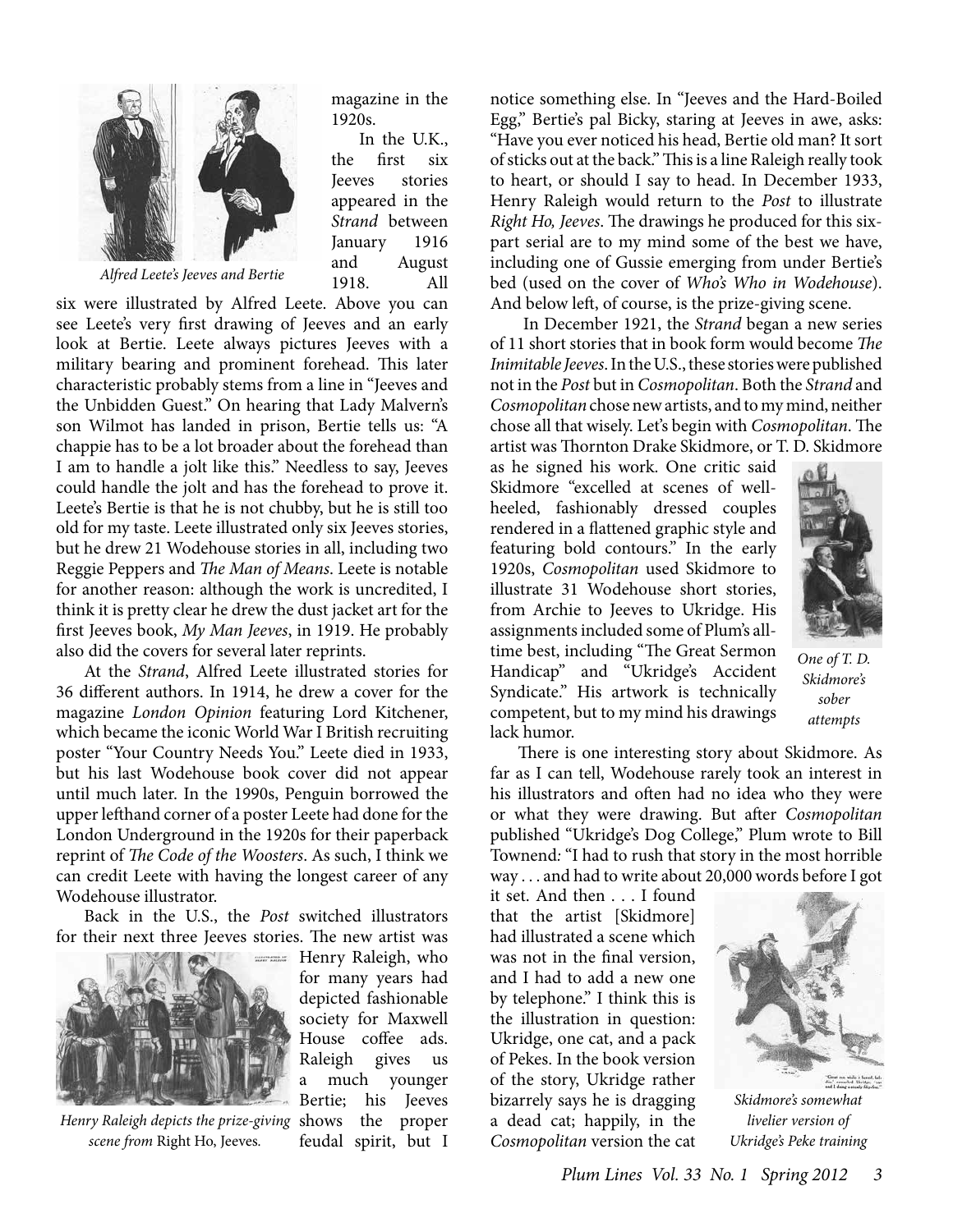magazine in the 1920s.

In the U.K., the first six Jeeves stories appeared in the *Strand* between January 1916 and August 1918. All six were illustrated by Alfred Leete. Above you can see Leete's very first drawing of Jeeves and an early look at Bertie. Leete always pictures Jeeves with a military bearing and prominent forehead. This later characteristic probably stems from a line in "Jeeves and the Unbidden Guest." On hearing that Lady Malvern's son Wilmot has landed in prison, Bertie tells us: "A chappie has to be a lot broader about the forehead than I am to handle a jolt like this." Needless to say, Jeeves could handle the jolt and has the forehead to prove it. Leete's Bertie is that he is not chubby, but he is still too old for my taste. Leete illustrated only six Jeeves stories, but he drew 21 Wodehouse stories in all, including two Reggie Peppers and *The Man of Means*. Leete is notable for another reason: although the work is uncredited, I think it is pretty clear he drew the dust jacket art for the first Jeeves book, *My Man Jeeves*, in 1919. He probably also did the covers for several later reprints.

*Alfred Leete's Jeeves and Bertie*

At the *Strand*, Alfred Leete illustrated stories for 36 different authors. In 1914, he drew a cover for the magazine *London Opinion* featuring Lord Kitchener, which became the iconic World War I British recruiting poster "Your Country Needs You." Leete died in 1933, but his last Wodehouse book cover did not appear until much later. In the 1990s, Penguin borrowed the upper lefthand corner of a poster Leete had done for the London Underground in the 1920s for their paperback reprint of *The Code of the Woosters*. As such, I think we can credit Leete with having the longest career of any Wodehouse illustrator.

Back in the U.S., the *Post* switched illustrators for their next three Jeeves stories. The new artist was Henry Raleigh, who for many years had depicted fashionable society for Maxwell House coffee ads. Raleigh gives us a much younger Bertie; his Jeeves shows the proper feudal spirit, but I notice something else. In "Jeeves and the Hard-Boiled Egg," Bertie's pal Bicky, staring at Jeeves in awe, asks: "Have you ever noticed his head, Bertie old man? It sort of sticks out at the back." This is a line Raleigh really took to heart, or should I say to head. In December 1933, Henry Raleigh would return to the *Post* to illustrate *Right Ho, Jeeves*. The drawings he produced for this six-part serial are to my mind some of the best we have, including one of Gussie emerging from under Bertie's bed (used on the cover of *Who's Who in Wodehouse*). And below left, of course, is the prize-giving scene.

*Henry Raleigh depicts the prize-giving scene from* Right Ho, Jeeves*.*

In December 1921, the *Strand* began a new series of 11 short stories that in book form would become *The Inimitable Jeeves*. In the U.S., these stories were published not in the *Post* but in *Cosmopolitan*. Both the *Strand* and *Cosmopolitan* chose new artists, and to my mind, neither chose all that wisely. Let's begin with *Cosmopolitan*. The artist was Thornton Drake Skidmore, or T. D. Skidmore as he signed his work. One critic said Skidmore "excelled at scenes of well-heeled, fashionably dressed couples rendered in a flattened graphic style and featuring bold contours." In the early 1920s, *Cosmopolitan* used Skidmore to illustrate 31 Wodehouse short stories, from Archie to Jeeves to Ukridge. His assignments included some of Plum's all-time best, including "The Great Sermon Handicap" and "Ukridge's Accident Syndicate." His artwork is technically competent, but to my mind his drawings lack humor.

*One of T. D. Skidmore's sober attempts*

There is one interesting story about Skidmore. As far as I can tell, Wodehouse rarely took an interest in his illustrators and often had no idea who they were or what they were drawing. But after *Cosmopolitan* published "Ukridge's Dog College," Plum wrote to Bill Townend: "I had to rush that story in the most horrible way . . . and had to write about 20,000 words before I got it set. And then . . . I found that the artist [Skidmore] had illustrated a scene which was not in the final version, and I had to add a new one by telephone." I think this is the illustration in question: Ukridge, one cat, and a pack of Pekes. In the book version of the story, Ukridge rather bizarrely says he is dragging a dead cat; happily, in the *Cosmopolitan* version the cat

*Skidmore's somewhat livelier version of Ukridge's Peke training*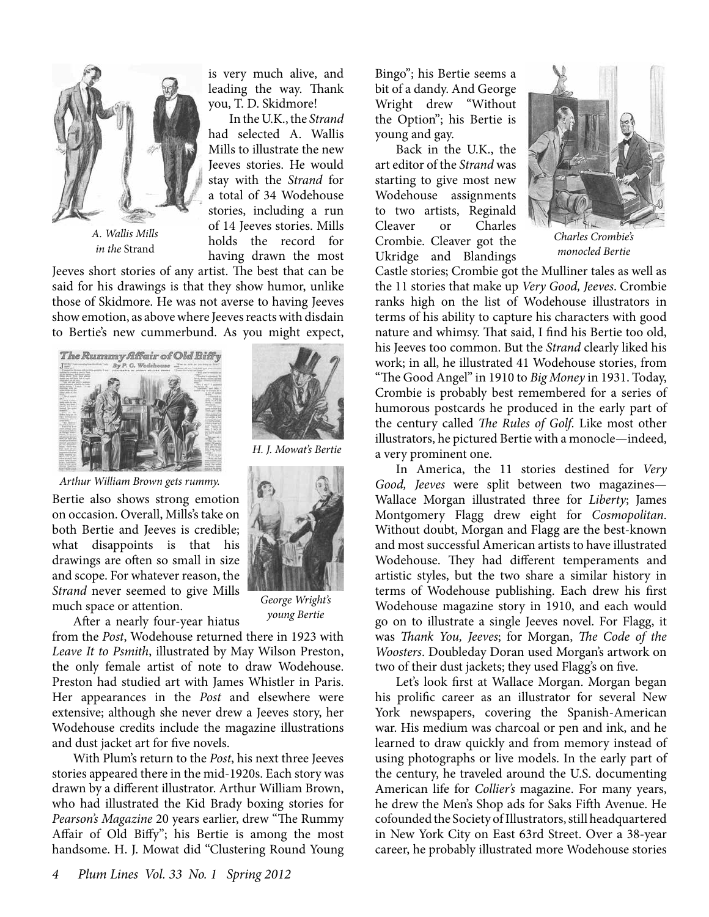is very much alive, and leading the way. Thank you, T. D. Skidmore!

In the U.K., the *Strand* had selected A. Wallis Mills to illustrate the new Jeeves stories. He would stay with the *Strand* for a total of 34 Wodehouse stories, including a run of 14 Jeeves stories. Mills holds the record for having drawn the most Jeeves short stories of any artist. The best that can be said for his drawings is that they show humor, unlike those of Skidmore. He was not averse to having Jeeves show emotion, as above where Jeeves reacts with disdain to Bertie's new cummerbund. As you might expect, Bertie also shows strong emotion on occasion. Overall, Mills's take on both Bertie and Jeeves is credible; what disappoints is that his drawings are often so small in size and scope. For whatever reason, the *Strand* never seemed to give Mills much space or attention.

*A. Wallis Mills in the* Strand

*Arthur William Brown gets rummy.*

*H. J. Mowat's Bertie*

*George Wright's young Bertie*

After a nearly four-year hiatus from the *Post*, Wodehouse returned there in 1923 with *Leave It to Psmith*, illustrated by May Wilson Preston, the only female artist of note to draw Wodehouse. Preston had studied art with James Whistler in Paris. Her appearances in the *Post* and elsewhere were extensive; although she never drew a Jeeves story, her Wodehouse credits include the magazine illustrations and dust jacket art for five novels.

With Plum's return to the *Post*, his next three Jeeves stories appeared there in the mid-1920s. Each story was drawn by a different illustrator. Arthur William Brown, who had illustrated the Kid Brady boxing stories for *Pearson's Magazine* 20 years earlier, drew "The Rummy Affair of Old Biffy"; his Bertie is among the most handsome. H. J. Mowat did "Clustering Round Young Bingo"; his Bertie seems a bit of a dandy. And George Wright drew "Without the Option"; his Bertie is young and gay.

Back in the U.K., the art editor of the *Strand* was starting to give most new Wodehouse assignments to two artists, Reginald Cleaver or Charles Crombie. Cleaver got the Ukridge and Blandings Castle stories; Crombie got the Mulliner tales as well as the 11 stories that make up *Very Good, Jeeves*. Crombie ranks high on the list of Wodehouse illustrators in terms of his ability to capture his characters with good nature and whimsy. That said, I find his Bertie too old, his Jeeves too common. But the *Strand* clearly liked his work; in all, he illustrated 41 Wodehouse stories, from "The Good Angel" in 1910 to *Big Money* in 1931. Today, Crombie is probably best remembered for a series of humorous postcards he produced in the early part of the century called *The Rules of Golf*. Like most other illustrators, he pictured Bertie with a monocle—indeed, a very prominent one.

*Charles Crombie's monocled Bertie*

In America, the 11 stories destined for *Very Good, Jeeves* were split between two magazines—Wallace Morgan illustrated three for *Liberty*; James Montgomery Flagg drew eight for *Cosmopolitan*. Without doubt, Morgan and Flagg are the best-known and most successful American artists to have illustrated Wodehouse. They had different temperaments and artistic styles, but the two share a similar history in terms of Wodehouse publishing. Each drew his first Wodehouse magazine story in 1910, and each would go on to illustrate a single Jeeves novel. For Flagg, it was *Thank You, Jeeves*; for Morgan, *The Code of the Woosters*. Doubleday Doran used Morgan's artwork on two of their dust jackets; they used Flagg's on five.

Let's look first at Wallace Morgan. Morgan began his prolific career as an illustrator for several New York newspapers, covering the Spanish-American war. His medium was charcoal or pen and ink, and he learned to draw quickly and from memory instead of using photographs or live models. In the early part of the century, he traveled around the U.S. documenting American life for *Collier's* magazine. For many years, he drew the Men's Shop ads for Saks Fifth Avenue. He cofounded the Society of Illustrators, still headquartered in New York City on East 63rd Street. Over a 38-year career, he probably illustrated more Wodehouse stories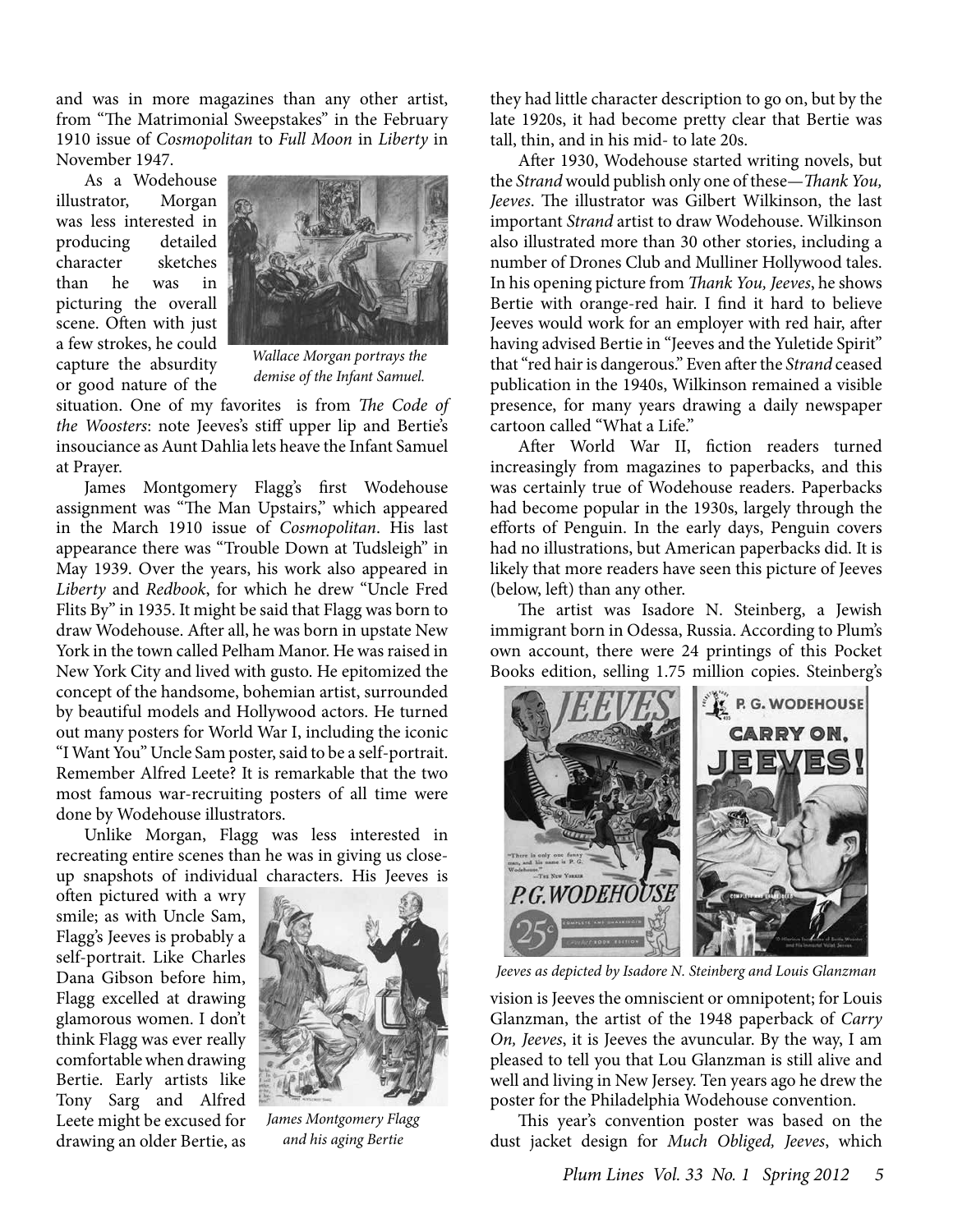and was in more magazines than any other artist, from "The Matrimonial Sweepstakes" in the February 1910 issue of *Cosmopolitan* to *Full Moon* in *Liberty* in November 1947.

As a Wodehouse illustrator, Morgan was less interested in producing detailed character sketches than he was in picturing the overall scene. Often with just a few strokes, he could capture the absurdity or good nature of the situation. One of my favorites is from *The Code of the Woosters*: note Jeeves's stiff upper lip and Bertie's insouciance as Aunt Dahlia lets heave the Infant Samuel at Prayer.

*Wallace Morgan portrays the demise of the Infant Samuel.*

James Montgomery Flagg's first Wodehouse assignment was "The Man Upstairs," which appeared in the March 1910 issue of *Cosmopolitan*. His last appearance there was "Trouble Down at Tudsleigh" in May 1939. Over the years, his work also appeared in *Liberty* and *Redbook*, for which he drew "Uncle Fred Flits By" in 1935. It might be said that Flagg was born to draw Wodehouse. After all, he was born in upstate New York in the town called Pelham Manor. He was raised in New York City and lived with gusto. He epitomized the concept of the handsome, bohemian artist, surrounded by beautiful models and Hollywood actors. He turned out many posters for World War I, including the iconic "I Want You" Uncle Sam poster, said to be a self-portrait. Remember Alfred Leete? It is remarkable that the two most famous war-recruiting posters of all time were done by Wodehouse illustrators.

Unlike Morgan, Flagg was less interested in recreating entire scenes than he was in giving us close-up snapshots of individual characters. His Jeeves is often pictured with a wry smile; as with Uncle Sam, Flagg's Jeeves is probably a self-portrait. Like Charles Dana Gibson before him, Flagg excelled at drawing glamorous women. I don't think Flagg was ever really comfortable when drawing Bertie. Early artists like Tony Sarg and Alfred Leete might be excused for drawing an older Bertie, as they had little character description to go on, but by the late 1920s, it had become pretty clear that Bertie was tall, thin, and in his mid- to late 20s.

*James Montgomery Flagg and his aging Bertie*

After 1930, Wodehouse started writing novels, but the *Strand* would publish only one of these—*Thank You, Jeeves*. The illustrator was Gilbert Wilkinson, the last important *Strand* artist to draw Wodehouse. Wilkinson also illustrated more than 30 other stories, including a number of Drones Club and Mulliner Hollywood tales. In his opening picture from *Thank You, Jeeves*, he shows Bertie with orange-red hair. I find it hard to believe Jeeves would work for an employer with red hair, after having advised Bertie in "Jeeves and the Yuletide Spirit" that "red hair is dangerous." Even after the *Strand* ceased publication in the 1940s, Wilkinson remained a visible presence, for many years drawing a daily newspaper cartoon called "What a Life."

After World War II, fiction readers turned increasingly from magazines to paperbacks, and this was certainly true of Wodehouse readers. Paperbacks had become popular in the 1930s, largely through the efforts of Penguin. In the early days, Penguin covers had no illustrations, but American paperbacks did. It is likely that more readers have seen this picture of Jeeves (below, left) than any other.

The artist was Isadore N. Steinberg, a Jewish immigrant born in Odessa, Russia. According to Plum's own account, there were 24 printings of this Pocket Books edition, selling 1.75 million copies. Steinberg's vision is Jeeves the omniscient or omnipotent; for Louis Glanzman, the artist of the 1948 paperback of *Carry On, Jeeves*, it is Jeeves the avuncular. By the way, I am pleased to tell you that Lou Glanzman is still alive and well and living in New Jersey. Ten years ago he drew the poster for the Philadelphia Wodehouse convention.

*Jeeves as depicted by Isadore N. Steinberg and Louis Glanzman*

This year's convention poster was based on the dust jacket design for *Much Obliged, Jeeves*, which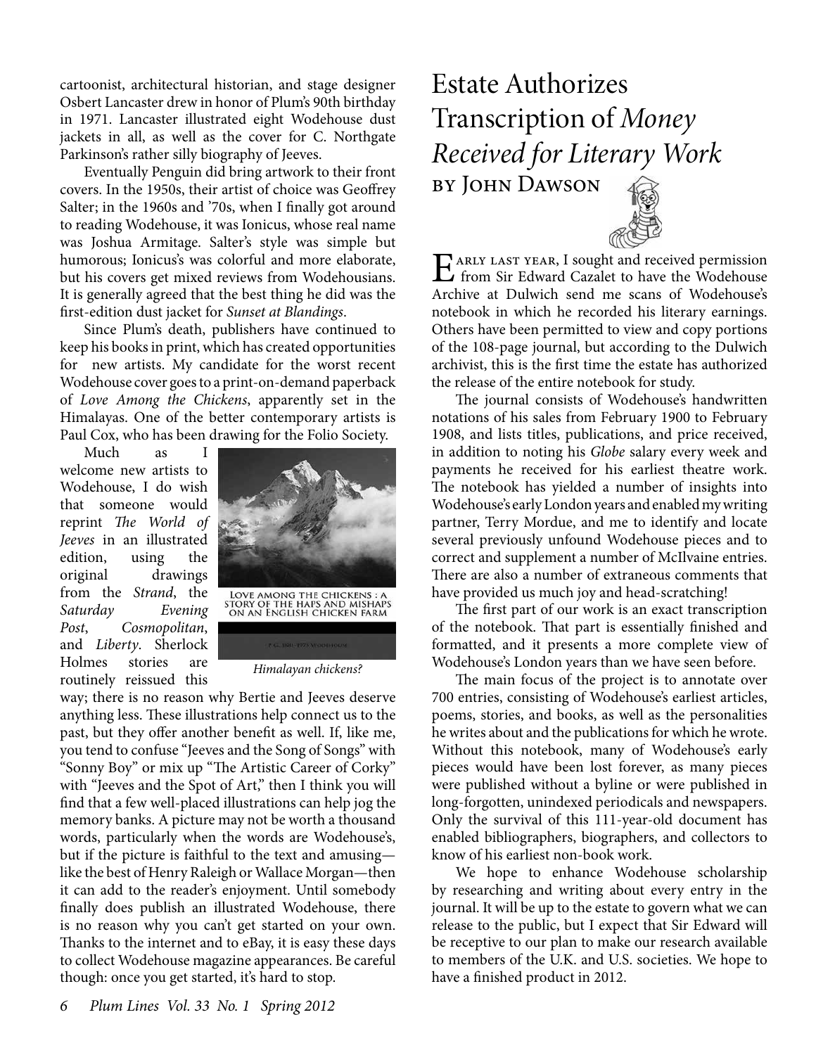cartoonist, architectural historian, and stage designer Osbert Lancaster drew in honor of Plum's 90th birthday in 1971. Lancaster illustrated eight Wodehouse dust jackets in all, as well as the cover for C. Northgate Parkinson's rather silly biography of Jeeves.

Eventually Penguin did bring artwork to their front covers. In the 1950s, their artist of choice was Geoffrey Salter; in the 1960s and '70s, when I finally got around to reading Wodehouse, it was Ionicus, whose real name was Joshua Armitage. Salter's style was simple but humorous; Ionicus's was colorful and more elaborate, but his covers get mixed reviews from Wodehousians. It is generally agreed that the best thing he did was the first-edition dust jacket for *Sunset at Blandings*.

Since Plum's death, publishers have continued to keep his books in print, which has created opportunities for new artists. My candidate for the worst recent Wodehouse cover goes to a print-on-demand paperback of *Love Among the Chickens*, apparently set in the Himalayas. One of the better contemporary artists is Paul Cox, who has been drawing for the Folio Society.

Much as I welcome new artists to Wodehouse, I do wish that someone would reprint *The World of Jeeves* in an illustrated edition, using the original drawings from the *Strand*, the *Saturday Evening Post*, *Cosmopolitan*, and *Liberty*. Sherlock Holmes stories are routinely reissued this way; there is no reason why Bertie and Jeeves deserve anything less. These illustrations help connect us to the past, but they offer another benefit as well. If, like me, you tend to confuse "Jeeves and the Song of Songs" with "Sonny Boy" or mix up "The Artistic Career of Corky" with "Jeeves and the Spot of Art," then I think you will find that a few well-placed illustrations can help jog the memory banks. A picture may not be worth a thousand words, particularly when the words are Wodehouse's, but if the picture is faithful to the text and amusing—like the best of Henry Raleigh or Wallace Morgan—then it can add to the reader's enjoyment. Until somebody finally does publish an illustrated Wodehouse, there is no reason why you can't get started on your own. Thanks to the internet and to eBay, it is easy these days to collect Wodehouse magazine appearances. Be careful though: once you get started, it's hard to stop.

LOVE AMONG THE CHICKENS : A STORY OF THE HAPS AND MISHAPS ON AN ENGLISH CHICKEN FARM

P. G. 1881-1975 WODEHOUSE

*Himalayan chickens?*

# Estate Authorizes Transcription of *Money Received for Literary Work*

## by John Dawson

Early last year, I sought and received permission from Sir Edward Cazalet to have the Wodehouse Archive at Dulwich send me scans of Wodehouse's notebook in which he recorded his literary earnings. Others have been permitted to view and copy portions of the 108-page journal, but according to the Dulwich archivist, this is the first time the estate has authorized the release of the entire notebook for study.

The journal consists of Wodehouse's handwritten notations of his sales from February 1900 to February 1908, and lists titles, publications, and price received, in addition to noting his *Globe* salary every week and payments he received for his earliest theatre work. The notebook has yielded a number of insights into Wodehouse's early London years and enabled my writing partner, Terry Mordue, and me to identify and locate several previously unfound Wodehouse pieces and to correct and supplement a number of McIlvaine entries. There are also a number of extraneous comments that have provided us much joy and head-scratching!

The first part of our work is an exact transcription of the notebook. That part is essentially finished and formatted, and it presents a more complete view of Wodehouse's London years than we have seen before.

The main focus of the project is to annotate over 700 entries, consisting of Wodehouse's earliest articles, poems, stories, and books, as well as the personalities he writes about and the publications for which he wrote. Without this notebook, many of Wodehouse's early pieces would have been lost forever, as many pieces were published without a byline or were published in long-forgotten, unindexed periodicals and newspapers. Only the survival of this 111-year-old document has enabled bibliographers, biographers, and collectors to know of his earliest non-book work.

We hope to enhance Wodehouse scholarship by researching and writing about every entry in the journal. It will be up to the estate to govern what we can release to the public, but I expect that Sir Edward will be receptive to our plan to make our research available to members of the U.K. and U.S. societies. We hope to have a finished product in 2012.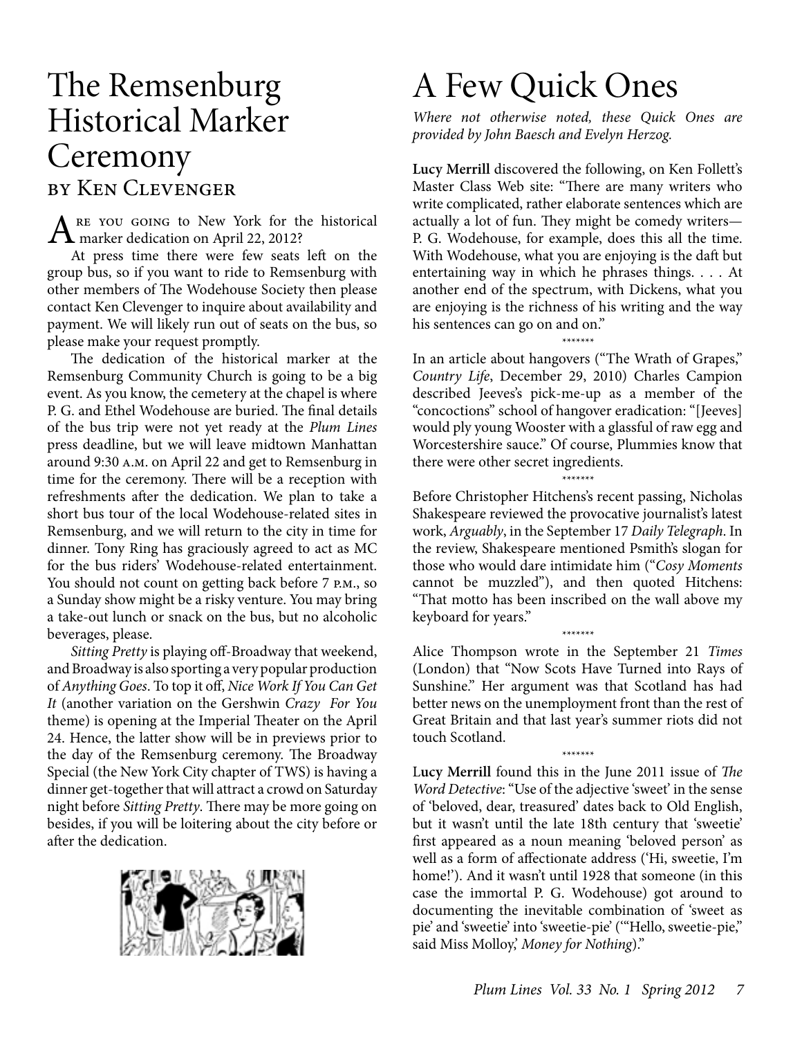# The Remsenburg Historical Marker Ceremony

### by Ken Clevenger

Are you going to New York for the historical marker dedication on April 22, 2012?

At press time there were few seats left on the group bus, so if you want to ride to Remsenburg with other members of The Wodehouse Society then please contact Ken Clevenger to inquire about availability and payment. We will likely run out of seats on the bus, so please make your request promptly.

The dedication of the historical marker at the Remsenburg Community Church is going to be a big event. As you know, the cemetery at the chapel is where P. G. and Ethel Wodehouse are buried. The final details of the bus trip were not yet ready at the *Plum Lines* press deadline, but we will leave midtown Manhattan around 9:30 a.m. on April 22 and get to Remsenburg in time for the ceremony. There will be a reception with refreshments after the dedication. We plan to take a short bus tour of the local Wodehouse-related sites in Remsenburg, and we will return to the city in time for dinner. Tony Ring has graciously agreed to act as MC for the bus riders' Wodehouse-related entertainment. You should not count on getting back before 7 p.m., so a Sunday show might be a risky venture. You may bring a take-out lunch or snack on the bus, but no alcoholic beverages, please.

*Sitting Pretty* is playing off-Broadway that weekend, and Broadway is also sporting a very popular production of *Anything Goes*. To top it off, *Nice Work If You Can Get It* (another variation on the Gershwin *Crazy For You* theme) is opening at the Imperial Theater on the April 24. Hence, the latter show will be in previews prior to the day of the Remsenburg ceremony. The Broadway Special (the New York City chapter of TWS) is having a dinner get-together that will attract a crowd on Saturday night before *Sitting Pretty*. There may be more going on besides, if you will be loitering about the city before or after the dedication.

# A Few Quick Ones

*Where not otherwise noted, these Quick Ones are provided by John Baesch and Evelyn Herzog.*

**Lucy Merrill** discovered the following, on Ken Follett's Master Class Web site: "There are many writers who write complicated, rather elaborate sentences which are actually a lot of fun. They might be comedy writers—P. G. Wodehouse, for example, does this all the time. With Wodehouse, what you are enjoying is the daft but entertaining way in which he phrases things. . . . At another end of the spectrum, with Dickens, what you are enjoying is the richness of his writing and the way his sentences can go on and on."

\*\*\*\*\*\*\*

In an article about hangovers ("The Wrath of Grapes," *Country Life*, December 29, 2010) Charles Campion described Jeeves's pick-me-up as a member of the "concoctions" school of hangover eradication: "[Jeeves] would ply young Wooster with a glassful of raw egg and Worcestershire sauce." Of course, Plummies know that there were other secret ingredients.

\*\*\*\*\*\*\*

Before Christopher Hitchens's recent passing, Nicholas Shakespeare reviewed the provocative journalist's latest work, *Arguably*, in the September 17 *Daily Telegraph*. In the review, Shakespeare mentioned Psmith's slogan for those who would dare intimidate him ("*Cosy Moments* cannot be muzzled"), and then quoted Hitchens: "That motto has been inscribed on the wall above my keyboard for years."

\*\*\*\*\*\*\*

Alice Thompson wrote in the September 21 *Times* (London) that "Now Scots Have Turned into Rays of Sunshine." Her argument was that Scotland has had better news on the unemployment front than the rest of Great Britain and that last year's summer riots did not touch Scotland.

\*\*\*\*\*\*\*

**Lucy Merrill** found this in the June 2011 issue of *The Word Detective*: "Use of the adjective 'sweet' in the sense of 'beloved, dear, treasured' dates back to Old English, but it wasn't until the late 18th century that 'sweetie' first appeared as a noun meaning 'beloved person' as well as a form of affectionate address ('Hi, sweetie, I'm home!'). And it wasn't until 1928 that someone (in this case the immortal P. G. Wodehouse) got around to documenting the inevitable combination of 'sweet as pie' and 'sweetie' into 'sweetie-pie' ('"Hello, sweetie-pie," said Miss Molloy,' *Money for Nothing*)."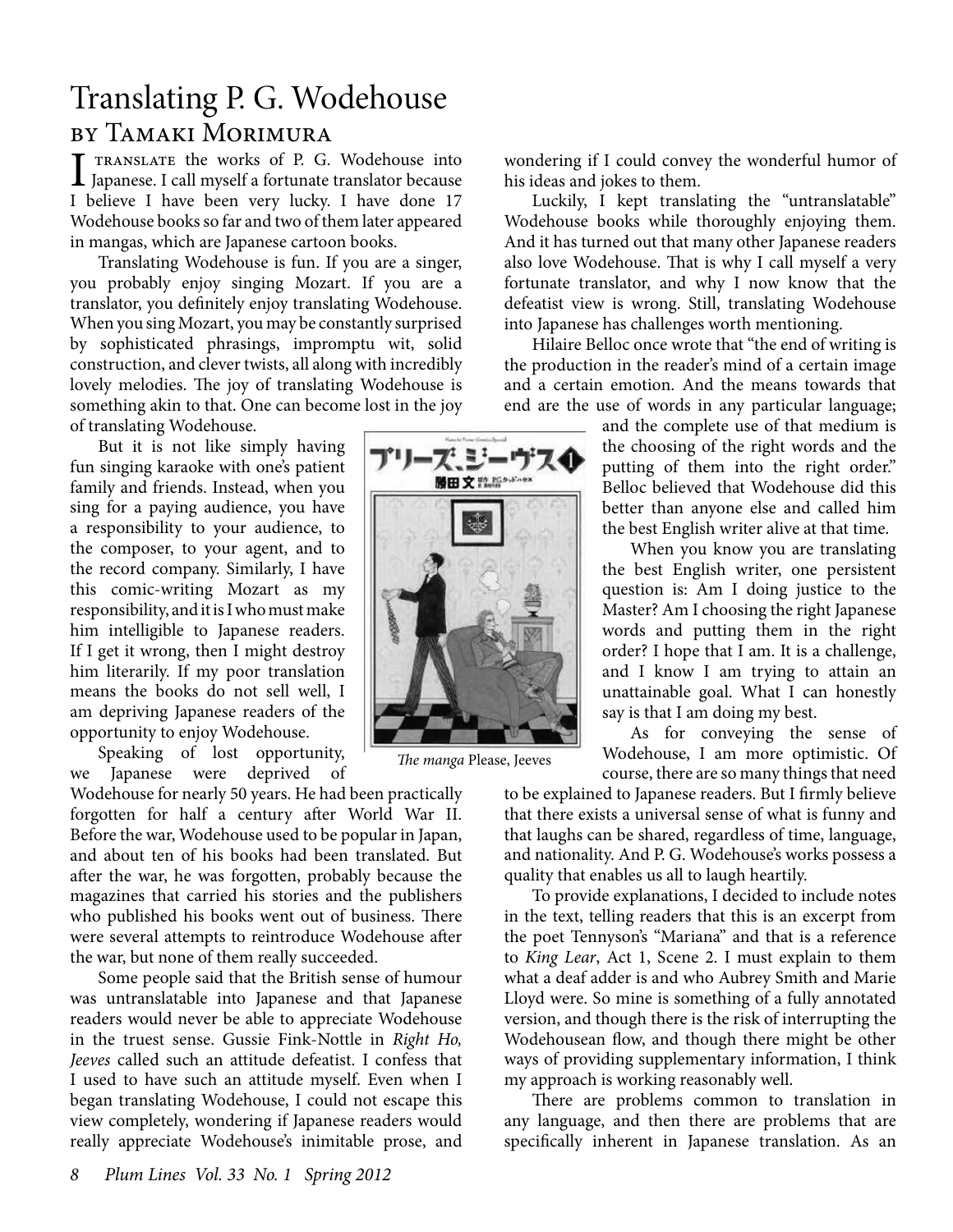# Translating P. G. Wodehouse

## by Tamaki Morimura

I translate the works of P. G. Wodehouse into Japanese. I call myself a fortunate translator because I believe I have been very lucky. I have done 17 Wodehouse books so far and two of them later appeared in mangas, which are Japanese cartoon books.

Translating Wodehouse is fun. If you are a singer, you probably enjoy singing Mozart. If you are a translator, you definitely enjoy translating Wodehouse. When you sing Mozart, you may be constantly surprised by sophisticated phrasings, impromptu wit, solid construction, and clever twists, all along with incredibly lovely melodies. The joy of translating Wodehouse is something akin to that. One can become lost in the joy of translating Wodehouse.

But it is not like simply having fun singing karaoke with one's patient family and friends. Instead, when you sing for a paying audience, you have a responsibility to your audience, to the composer, to your agent, and to the record company. Similarly, I have this comic-writing Mozart as my responsibility, and it is I who must make him intelligible to Japanese readers. If I get it wrong, then I might destroy him literarily. If my poor translation means the books do not sell well, I am depriving Japanese readers of the opportunity to enjoy Wodehouse.

Speaking of lost opportunity, we Japanese were deprived of Wodehouse for nearly 50 years. He had been practically forgotten for half a century after World War II. Before the war, Wodehouse used to be popular in Japan, and about ten of his books had been translated. But after the war, he was forgotten, probably because the magazines that carried his stories and the publishers who published his books went out of business. There were several attempts to reintroduce Wodehouse after the war, but none of them really succeeded.

Some people said that the British sense of humour was untranslatable into Japanese and that Japanese readers would never be able to appreciate Wodehouse in the truest sense. Gussie Fink-Nottle in *Right Ho, Jeeves* called such an attitude defeatist. I confess that I used to have such an attitude myself. Even when I began translating Wodehouse, I could not escape this view completely, wondering if Japanese readers would really appreciate Wodehouse's inimitable prose, and wondering if I could convey the wonderful humor of his ideas and jokes to them.

Luckily, I kept translating the "untranslatable" Wodehouse books while thoroughly enjoying them. And it has turned out that many other Japanese readers also love Wodehouse. That is why I call myself a very fortunate translator, and why I now know that the defeatist view is wrong. Still, translating Wodehouse into Japanese has challenges worth mentioning.

Hilaire Belloc once wrote that "the end of writing is the production in the reader's mind of a certain image and a certain emotion. And the means towards that end are the use of words in any particular language; and the complete use of that medium is the choosing of the right words and the putting of them into the right order." Belloc believed that Wodehouse did this better than anyone else and called him the best English writer alive at that time.

*The manga* Please, Jeeves

When you know you are translating the best English writer, one persistent question is: Am I doing justice to the Master? Am I choosing the right Japanese words and putting them in the right order? I hope that I am. It is a challenge, and I know I am trying to attain an unattainable goal. What I can honestly say is that I am doing my best.

As for conveying the sense of Wodehouse, I am more optimistic. Of course, there are so many things that need to be explained to Japanese readers. But I firmly believe that there exists a universal sense of what is funny and that laughs can be shared, regardless of time, language, and nationality. And P. G. Wodehouse's works possess a quality that enables us all to laugh heartily.

To provide explanations, I decided to include notes in the text, telling readers that this is an excerpt from the poet Tennyson's "Mariana" and that is a reference to *King Lear*, Act 1, Scene 2. I must explain to them what a deaf adder is and who Aubrey Smith and Marie Lloyd were. So mine is something of a fully annotated version, and though there is the risk of interrupting the Wodehousean flow, and though there might be other ways of providing supplementary information, I think my approach is working reasonably well.

There are problems common to translation in any language, and then there are problems that are specifically inherent in Japanese translation. As an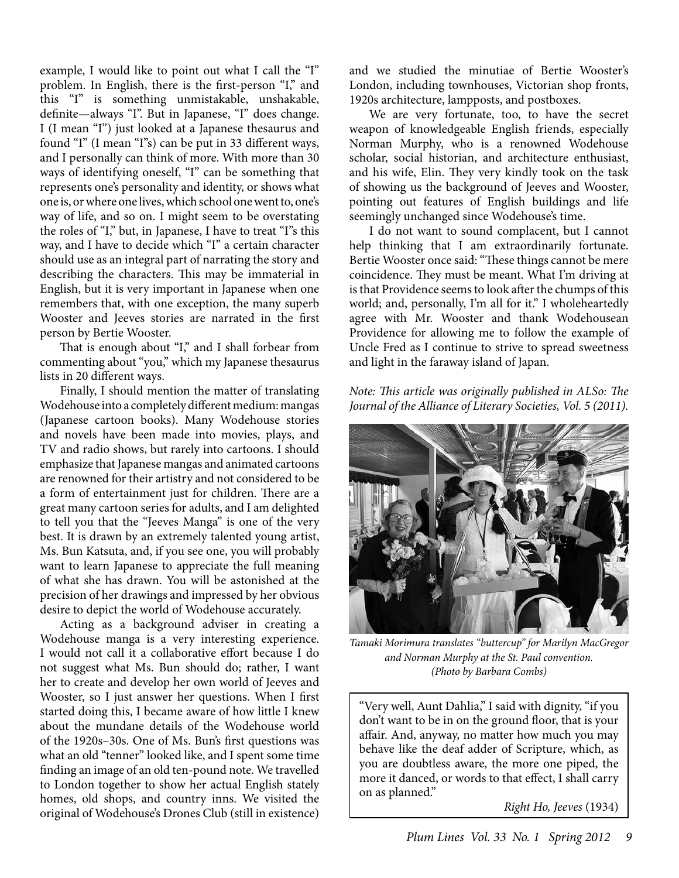example, I would like to point out what I call the "I" problem. In English, there is the first-person "I," and this "I" is something unmistakable, unshakable, definite—always "I". But in Japanese, "I" does change. I (I mean "I") just looked at a Japanese thesaurus and found "I" (I mean "I"s) can be put in 33 different ways, and I personally can think of more. With more than 30 ways of identifying oneself, "I" can be something that represents one's personality and identity, or shows what one is, or where one lives, which school one went to, one's way of life, and so on. I might seem to be overstating the roles of "I," but, in Japanese, I have to treat "I"s this way, and I have to decide which "I" a certain character should use as an integral part of narrating the story and describing the characters. This may be immaterial in English, but it is very important in Japanese when one remembers that, with one exception, the many superb Wooster and Jeeves stories are narrated in the first person by Bertie Wooster.

That is enough about "I," and I shall forbear from commenting about "you," which my Japanese thesaurus lists in 20 different ways.

Finally, I should mention the matter of translating Wodehouse into a completely different medium: mangas (Japanese cartoon books). Many Wodehouse stories and novels have been made into movies, plays, and TV and radio shows, but rarely into cartoons. I should emphasize that Japanese mangas and animated cartoons are renowned for their artistry and not considered to be a form of entertainment just for children. There are a great many cartoon series for adults, and I am delighted to tell you that the "Jeeves Manga" is one of the very best. It is drawn by an extremely talented young artist, Ms. Bun Katsuta, and, if you see one, you will probably want to learn Japanese to appreciate the full meaning of what she has drawn. You will be astonished at the precision of her drawings and impressed by her obvious desire to depict the world of Wodehouse accurately.

Acting as a background adviser in creating a Wodehouse manga is a very interesting experience. I would not call it a collaborative effort because I do not suggest what Ms. Bun should do; rather, I want her to create and develop her own world of Jeeves and Wooster, so I just answer her questions. When I first started doing this, I became aware of how little I knew about the mundane details of the Wodehouse world of the 1920s–30s. One of Ms. Bun's first questions was what an old "tenner" looked like, and I spent some time finding an image of an old ten-pound note. We travelled to London together to show her actual English stately homes, old shops, and country inns. We visited the original of Wodehouse's Drones Club (still in existence) and we studied the minutiae of Bertie Wooster's London, including townhouses, Victorian shop fronts, 1920s architecture, lampposts, and postboxes.

We are very fortunate, too, to have the secret weapon of knowledgeable English friends, especially Norman Murphy, who is a renowned Wodehouse scholar, social historian, and architecture enthusiast, and his wife, Elin. They very kindly took on the task of showing us the background of Jeeves and Wooster, pointing out features of English buildings and life seemingly unchanged since Wodehouse's time.

I do not want to sound complacent, but I cannot help thinking that I am extraordinarily fortunate. Bertie Wooster once said: "These things cannot be mere coincidence. They must be meant. What I'm driving at is that Providence seems to look after the chumps of this world; and, personally, I'm all for it." I wholeheartedly agree with Mr. Wooster and thank Wodehousean Providence for allowing me to follow the example of Uncle Fred as I continue to strive to spread sweetness and light in the faraway island of Japan.

*Note: This article was originally published in ALSo: The Journal of the Alliance of Literary Societies, Vol. 5 (2011).*

*Tamaki Morimura translates "buttercup" for Marilyn MacGregor and Norman Murphy at the St. Paul convention. (Photo by Barbara Combs)*

> "Very well, Aunt Dahlia," I said with dignity, "if you don't want to be in on the ground floor, that is your affair. And, anyway, no matter how much you may behave like the deaf adder of Scripture, which, as you are doubtless aware, the more one piped, the more it danced, or words to that effect, I shall carry on as planned."
>
> *Right Ho, Jeeves* (1934)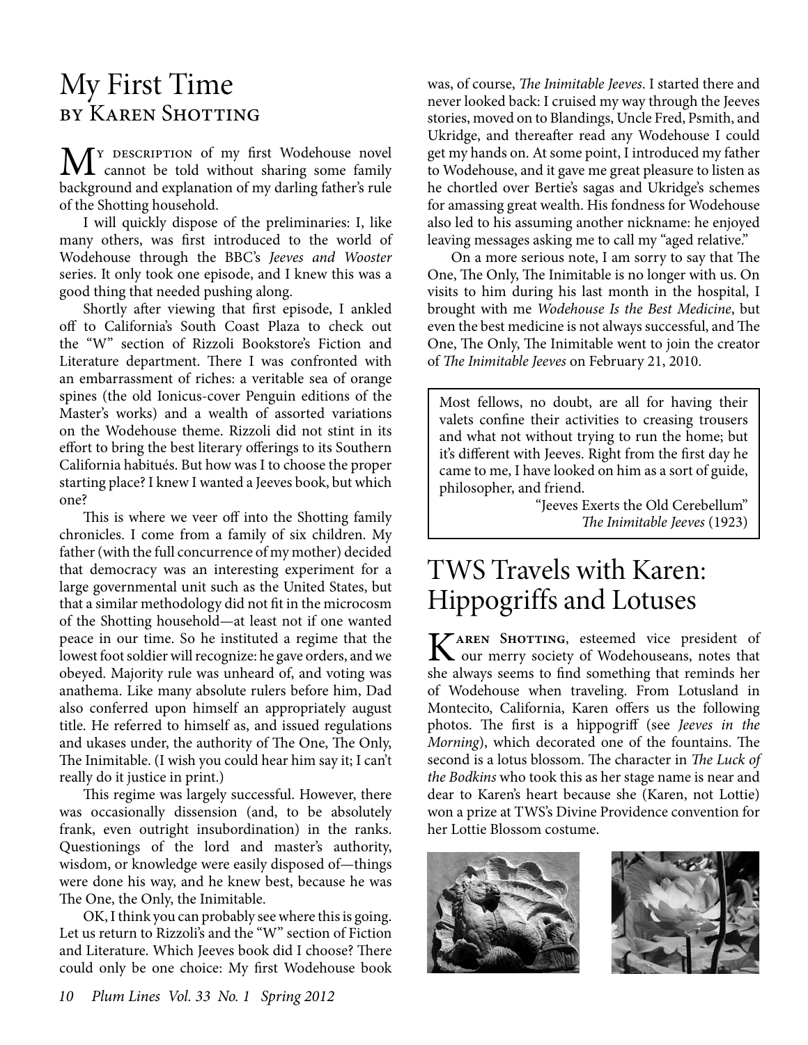# My First Time
## by Karen Shotting

My description of my first Wodehouse novel cannot be told without sharing some family background and explanation of my darling father's rule of the Shotting household.

I will quickly dispose of the preliminaries: I, like many others, was first introduced to the world of Wodehouse through the BBC's *Jeeves and Wooster* series. It only took one episode, and I knew this was a good thing that needed pushing along.

Shortly after viewing that first episode, I ankled off to California's South Coast Plaza to check out the "W" section of Rizzoli Bookstore's Fiction and Literature department. There I was confronted with an embarrassment of riches: a veritable sea of orange spines (the old Ionicus-cover Penguin editions of the Master's works) and a wealth of assorted variations on the Wodehouse theme. Rizzoli did not stint in its effort to bring the best literary offerings to its Southern California habitués. But how was I to choose the proper starting place? I knew I wanted a Jeeves book, but which one?

This is where we veer off into the Shotting family chronicles. I come from a family of six children. My father (with the full concurrence of my mother) decided that democracy was an interesting experiment for a large governmental unit such as the United States, but that a similar methodology did not fit in the microcosm of the Shotting household—at least not if one wanted peace in our time. So he instituted a regime that the lowest foot soldier will recognize: he gave orders, and we obeyed. Majority rule was unheard of, and voting was anathema. Like many absolute rulers before him, Dad also conferred upon himself an appropriately august title. He referred to himself as, and issued regulations and ukases under, the authority of The One, The Only, The Inimitable. (I wish you could hear him say it; I can't really do it justice in print.)

This regime was largely successful. However, there was occasionally dissension (and, to be absolutely frank, even outright insubordination) in the ranks. Questionings of the lord and master's authority, wisdom, or knowledge were easily disposed of—things were done his way, and he knew best, because he was The One, the Only, the Inimitable.

OK, I think you can probably see where this is going. Let us return to Rizzoli's and the "W" section of Fiction and Literature. Which Jeeves book did I choose? There could only be one choice: My first Wodehouse book was, of course, *The Inimitable Jeeves*. I started there and never looked back: I cruised my way through the Jeeves stories, moved on to Blandings, Uncle Fred, Psmith, and Ukridge, and thereafter read any Wodehouse I could get my hands on. At some point, I introduced my father to Wodehouse, and it gave me great pleasure to listen as he chortled over Bertie's sagas and Ukridge's schemes for amassing great wealth. His fondness for Wodehouse also led to his assuming another nickname: he enjoyed leaving messages asking me to call my "aged relative."

On a more serious note, I am sorry to say that The One, The Only, The Inimitable is no longer with us. On visits to him during his last month in the hospital, I brought with me *Wodehouse Is the Best Medicine*, but even the best medicine is not always successful, and The One, The Only, The Inimitable went to join the creator of *The Inimitable Jeeves* on February 21, 2010.

> Most fellows, no doubt, are all for having their valets confine their activities to creasing trousers and what not without trying to run the home; but it's different with Jeeves. Right from the first day he came to me, I have looked on him as a sort of guide, philosopher, and friend.
>
> "Jeeves Exerts the Old Cerebellum"
> *The Inimitable Jeeves* (1923)

# TWS Travels with Karen: Hippogriffs and Lotuses

**Karen Shotting**, esteemed vice president of our merry society of Wodehouseans, notes that she always seems to find something that reminds her of Wodehouse when traveling. From Lotusland in Montecito, California, Karen offers us the following photos. The first is a hippogriff (see *Jeeves in the Morning*), which decorated one of the fountains. The second is a lotus blossom. The character in *The Luck of the Bodkins* who took this as her stage name is near and dear to Karen's heart because she (Karen, not Lottie) won a prize at TWS's Divine Providence convention for her Lottie Blossom costume.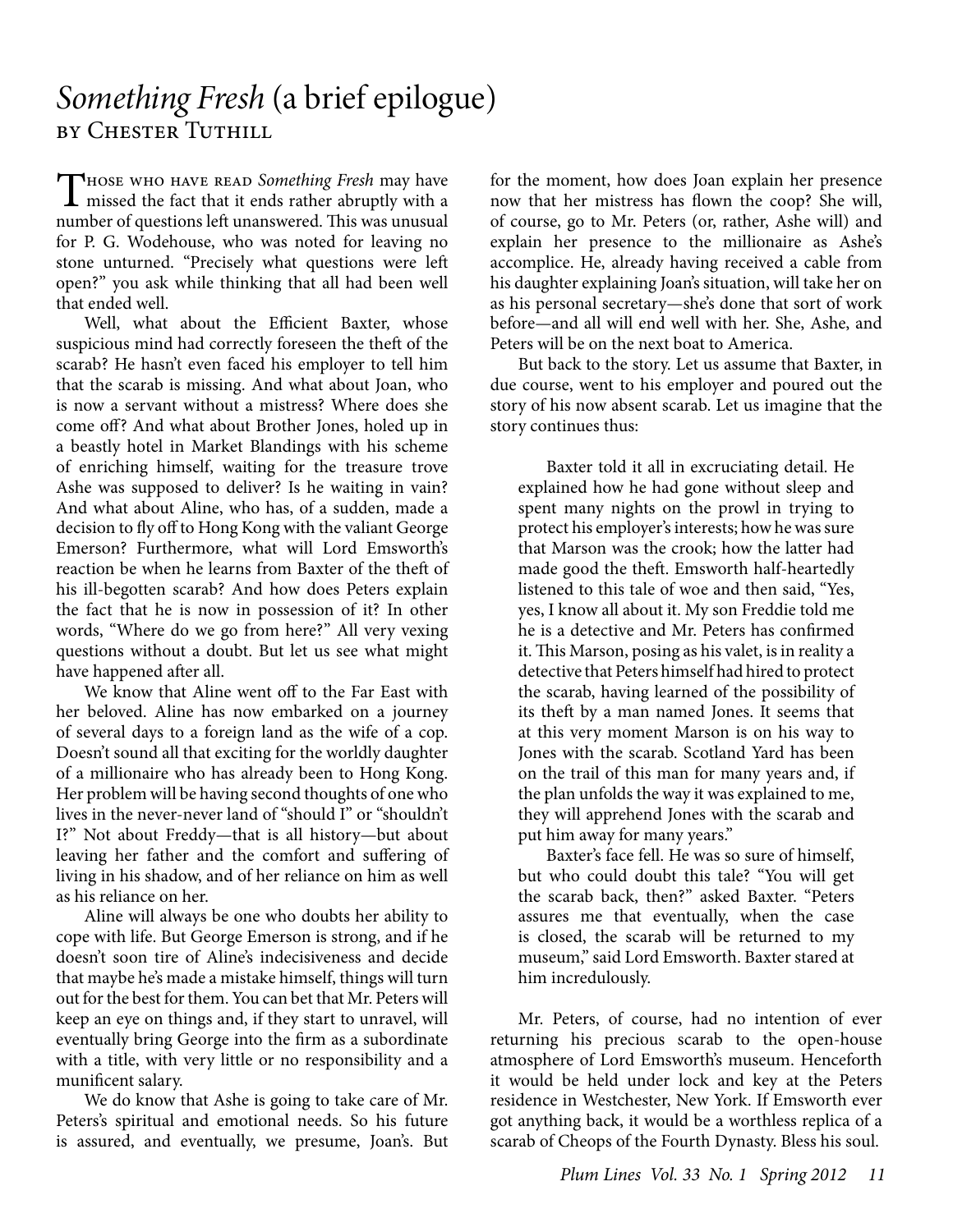// Page 11
# *Something Fresh* (a brief epilogue)

by Chester Tuthill

Those who have read *Something Fresh* may have missed the fact that it ends rather abruptly with a number of questions left unanswered. This was unusual for P. G. Wodehouse, who was noted for leaving no stone unturned. "Precisely what questions were left open?" you ask while thinking that all had been well that ended well.

Well, what about the Efficient Baxter, whose suspicious mind had correctly foreseen the theft of the scarab? He hasn't even faced his employer to tell him that the scarab is missing. And what about Joan, who is now a servant without a mistress? Where does she come off? And what about Brother Jones, holed up in a beastly hotel in Market Blandings with his scheme of enriching himself, waiting for the treasure trove Ashe was supposed to deliver? Is he waiting in vain? And what about Aline, who has, of a sudden, made a decision to fly off to Hong Kong with the valiant George Emerson? Furthermore, what will Lord Emsworth's reaction be when he learns from Baxter of the theft of his ill-begotten scarab? And how does Peters explain the fact that he is now in possession of it? In other words, "Where do we go from here?" All very vexing questions without a doubt. But let us see what might have happened after all.

We know that Aline went off to the Far East with her beloved. Aline has now embarked on a journey of several days to a foreign land as the wife of a cop. Doesn't sound all that exciting for the worldly daughter of a millionaire who has already been to Hong Kong. Her problem will be having second thoughts of one who lives in the never-never land of "should I" or "shouldn't I?" Not about Freddy—that is all history—but about leaving her father and the comfort and suffering of living in his shadow, and of her reliance on him as well as his reliance on her.

Aline will always be one who doubts her ability to cope with life. But George Emerson is strong, and if he doesn't soon tire of Aline's indecisiveness and decide that maybe he's made a mistake himself, things will turn out for the best for them. You can bet that Mr. Peters will keep an eye on things and, if they start to unravel, will eventually bring George into the firm as a subordinate with a title, with very little or no responsibility and a munificent salary.

We do know that Ashe is going to take care of Mr. Peters's spiritual and emotional needs. So his future is assured, and eventually, we presume, Joan's. But for the moment, how does Joan explain her presence now that her mistress has flown the coop? She will, of course, go to Mr. Peters (or, rather, Ashe will) and explain her presence to the millionaire as Ashe's accomplice. He, already having received a cable from his daughter explaining Joan's situation, will take her on as his personal secretary—she's done that sort of work before—and all will end well with her. She, Ashe, and Peters will be on the next boat to America.

But back to the story. Let us assume that Baxter, in due course, went to his employer and poured out the story of his now absent scarab. Let us imagine that the story continues thus:

> Baxter told it all in excruciating detail. He explained how he had gone without sleep and spent many nights on the prowl in trying to protect his employer's interests; how he was sure that Marson was the crook; how the latter had made good the theft. Emsworth half-heartedly listened to this tale of woe and then said, "Yes, yes, I know all about it. My son Freddie told me he is a detective and Mr. Peters has confirmed it. This Marson, posing as his valet, is in reality a detective that Peters himself had hired to protect the scarab, having learned of the possibility of its theft by a man named Jones. It seems that at this very moment Marson is on his way to Jones with the scarab. Scotland Yard has been on the trail of this man for many years and, if the plan unfolds the way it was explained to me, they will apprehend Jones with the scarab and put him away for many years."
>
> Baxter's face fell. He was so sure of himself, but who could doubt this tale? "You will get the scarab back, then?" asked Baxter. "Peters assures me that eventually, when the case is closed, the scarab will be returned to my museum," said Lord Emsworth. Baxter stared at him incredulously.

Mr. Peters, of course, had no intention of ever returning his precious scarab to the open-house atmosphere of Lord Emsworth's museum. Henceforth it would be held under lock and key at the Peters residence in Westchester, New York. If Emsworth ever got anything back, it would be a worthless replica of a scarab of Cheops of the Fourth Dynasty. Bless his soul.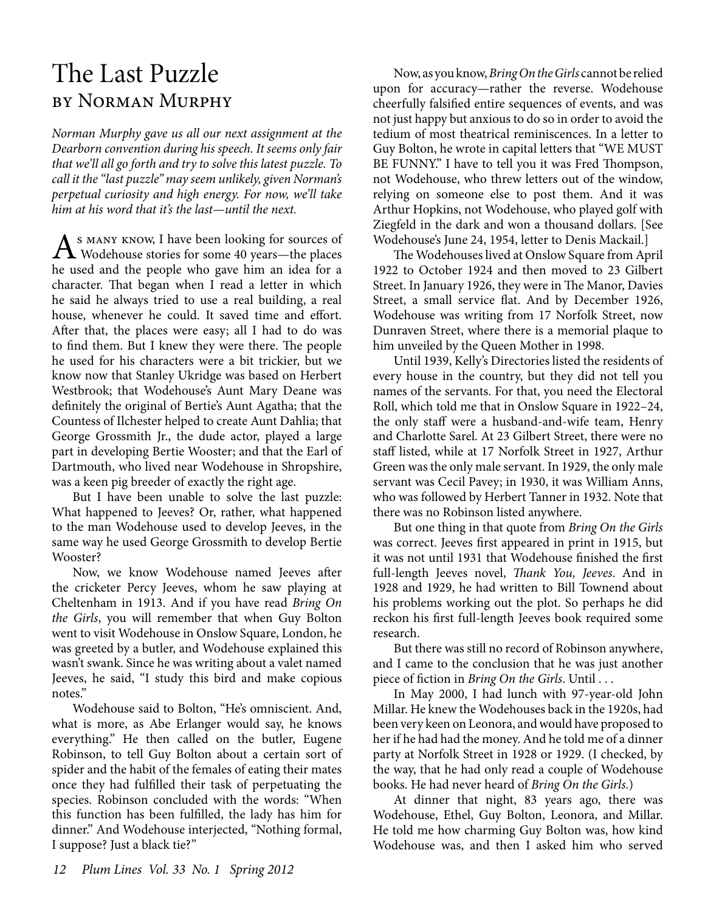# The Last Puzzle

## by Norman Murphy

*Norman Murphy gave us all our next assignment at the Dearborn convention during his speech. It seems only fair that we'll all go forth and try to solve this latest puzzle. To call it the "last puzzle" may seem unlikely, given Norman's perpetual curiosity and high energy. For now, we'll take him at his word that it's the last—until the next.*

As many know, I have been looking for sources of Wodehouse stories for some 40 years—the places he used and the people who gave him an idea for a character. That began when I read a letter in which he said he always tried to use a real building, a real house, whenever he could. It saved time and effort. After that, the places were easy; all I had to do was to find them. But I knew they were there. The people he used for his characters were a bit trickier, but we know now that Stanley Ukridge was based on Herbert Westbrook; that Wodehouse's Aunt Mary Deane was definitely the original of Bertie's Aunt Agatha; that the Countess of Ilchester helped to create Aunt Dahlia; that George Grossmith Jr., the dude actor, played a large part in developing Bertie Wooster; and that the Earl of Dartmouth, who lived near Wodehouse in Shropshire, was a keen pig breeder of exactly the right age.

But I have been unable to solve the last puzzle: What happened to Jeeves? Or, rather, what happened to the man Wodehouse used to develop Jeeves, in the same way he used George Grossmith to develop Bertie Wooster?

Now, we know Wodehouse named Jeeves after the cricketer Percy Jeeves, whom he saw playing at Cheltenham in 1913. And if you have read *Bring On the Girls*, you will remember that when Guy Bolton went to visit Wodehouse in Onslow Square, London, he was greeted by a butler, and Wodehouse explained this wasn't swank. Since he was writing about a valet named Jeeves, he said, "I study this bird and make copious notes."

Wodehouse said to Bolton, "He's omniscient. And, what is more, as Abe Erlanger would say, he knows everything." He then called on the butler, Eugene Robinson, to tell Guy Bolton about a certain sort of spider and the habit of the females of eating their mates once they had fulfilled their task of perpetuating the species. Robinson concluded with the words: "When this function has been fulfilled, the lady has him for dinner." And Wodehouse interjected, "Nothing formal, I suppose? Just a black tie?"

Now, as you know, *Bring On the Girls* cannot be relied upon for accuracy—rather the reverse. Wodehouse cheerfully falsified entire sequences of events, and was not just happy but anxious to do so in order to avoid the tedium of most theatrical reminiscences. In a letter to Guy Bolton, he wrote in capital letters that "WE MUST BE FUNNY." I have to tell you it was Fred Thompson, not Wodehouse, who threw letters out of the window, relying on someone else to post them. And it was Arthur Hopkins, not Wodehouse, who played golf with Ziegfeld in the dark and won a thousand dollars. [See Wodehouse's June 24, 1954, letter to Denis Mackail.]

The Wodehouses lived at Onslow Square from April 1922 to October 1924 and then moved to 23 Gilbert Street. In January 1926, they were in The Manor, Davies Street, a small service flat. And by December 1926, Wodehouse was writing from 17 Norfolk Street, now Dunraven Street, where there is a memorial plaque to him unveiled by the Queen Mother in 1998.

Until 1939, Kelly's Directories listed the residents of every house in the country, but they did not tell you names of the servants. For that, you need the Electoral Roll, which told me that in Onslow Square in 1922–24, the only staff were a husband-and-wife team, Henry and Charlotte Sarel. At 23 Gilbert Street, there were no staff listed, while at 17 Norfolk Street in 1927, Arthur Green was the only male servant. In 1929, the only male servant was Cecil Pavey; in 1930, it was William Anns, who was followed by Herbert Tanner in 1932. Note that there was no Robinson listed anywhere.

But one thing in that quote from *Bring On the Girls* was correct. Jeeves first appeared in print in 1915, but it was not until 1931 that Wodehouse finished the first full-length Jeeves novel, *Thank You, Jeeves*. And in 1928 and 1929, he had written to Bill Townend about his problems working out the plot. So perhaps he did reckon his first full-length Jeeves book required some research.

But there was still no record of Robinson anywhere, and I came to the conclusion that he was just another piece of fiction in *Bring On the Girls*. Until . . .

In May 2000, I had lunch with 97-year-old John Millar. He knew the Wodehouses back in the 1920s, had been very keen on Leonora, and would have proposed to her if he had had the money. And he told me of a dinner party at Norfolk Street in 1928 or 1929. (I checked, by the way, that he had only read a couple of Wodehouse books. He had never heard of *Bring On the Girls*.)

At dinner that night, 83 years ago, there was Wodehouse, Ethel, Guy Bolton, Leonora, and Millar. He told me how charming Guy Bolton was, how kind Wodehouse was, and then I asked him who served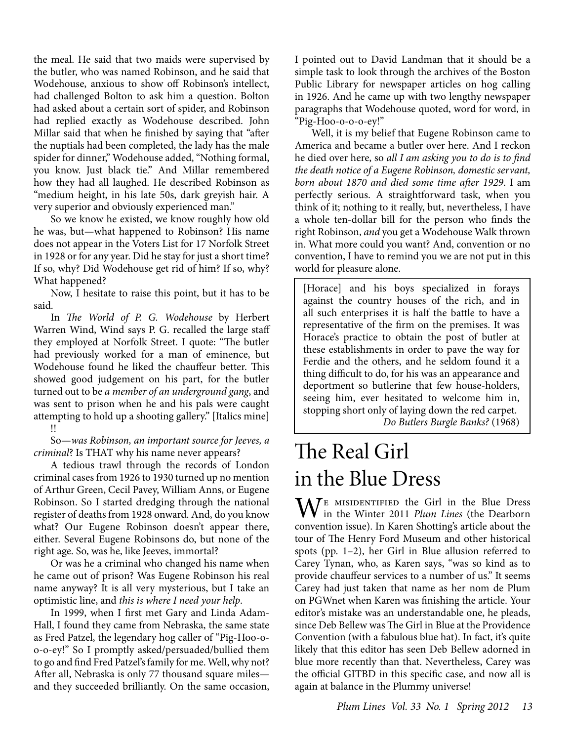the meal. He said that two maids were supervised by the butler, who was named Robinson, and he said that Wodehouse, anxious to show off Robinson's intellect, had challenged Bolton to ask him a question. Bolton had asked about a certain sort of spider, and Robinson had replied exactly as Wodehouse described. John Millar said that when he finished by saying that "after the nuptials had been completed, the lady has the male spider for dinner," Wodehouse added, "Nothing formal, you know. Just black tie." And Millar remembered how they had all laughed. He described Robinson as "medium height, in his late 50s, dark greyish hair. A very superior and obviously experienced man."

So we know he existed, we know roughly how old he was, but—what happened to Robinson? His name does not appear in the Voters List for 17 Norfolk Street in 1928 or for any year. Did he stay for just a short time? If so, why? Did Wodehouse get rid of him? If so, why? What happened?

Now, I hesitate to raise this point, but it has to be said.

In *The World of P. G. Wodehouse* by Herbert Warren Wind, Wind says P. G. recalled the large staff they employed at Norfolk Street. I quote: "The butler had previously worked for a man of eminence, but Wodehouse found he liked the chauffeur better. This showed good judgement on his part, for the butler turned out to be *a member of an underground gang*, and was sent to prison when he and his pals were caught attempting to hold up a shooting gallery." [Italics mine] !!

So—*was Robinson, an important source for Jeeves, a criminal*? Is THAT why his name never appears?

A tedious trawl through the records of London criminal cases from 1926 to 1930 turned up no mention of Arthur Green, Cecil Pavey, William Anns, or Eugene Robinson. So I started dredging through the national register of deaths from 1928 onward. And, do you know what? Our Eugene Robinson doesn't appear there, either. Several Eugene Robinsons do, but none of the right age. So, was he, like Jeeves, immortal?

Or was he a criminal who changed his name when he came out of prison? Was Eugene Robinson his real name anyway? It is all very mysterious, but I take an optimistic line, and *this is where I need your help*.

In 1999, when I first met Gary and Linda Adam-Hall, I found they came from Nebraska, the same state as Fred Patzel, the legendary hog caller of "Pig-Hoo-o-o-o-ey!" So I promptly asked/persuaded/bullied them to go and find Fred Patzel's family for me. Well, why not? After all, Nebraska is only 77 thousand square miles—and they succeeded brilliantly. On the same occasion, I pointed out to David Landman that it should be a simple task to look through the archives of the Boston Public Library for newspaper articles on hog calling in 1926. And he came up with two lengthy newspaper paragraphs that Wodehouse quoted, word for word, in "Pig-Hoo-o-o-o-ey!"

Well, it is my belief that Eugene Robinson came to America and became a butler over here. And I reckon he died over here, so *all I am asking you to do is to find the death notice of a Eugene Robinson, domestic servant, born about 1870 and died some time after 1929*. I am perfectly serious. A straightforward task, when you think of it; nothing to it really, but, nevertheless, I have a whole ten-dollar bill for the person who finds the right Robinson, *and* you get a Wodehouse Walk thrown in. What more could you want? And, convention or no convention, I have to remind you we are not put in this world for pleasure alone.

> [Horace] and his boys specialized in forays against the country houses of the rich, and in all such enterprises it is half the battle to have a representative of the firm on the premises. It was Horace's practice to obtain the post of butler at these establishments in order to pave the way for Ferdie and the others, and he seldom found it a thing difficult to do, for his was an appearance and deportment so butlerine that few house-holders, seeing him, ever hesitated to welcome him in, stopping short only of laying down the red carpet.
>
> *Do Butlers Burgle Banks?* (1968)

# The Real Girl in the Blue Dress

We misidentified the Girl in the Blue Dress in the Winter 2011 *Plum Lines* (the Dearborn convention issue). In Karen Shotting's article about the tour of The Henry Ford Museum and other historical spots (pp. 1–2), her Girl in Blue allusion referred to Carey Tynan, who, as Karen says, "was so kind as to provide chauffeur services to a number of us." It seems Carey had just taken that name as her nom de Plum on PGWnet when Karen was finishing the article. Your editor's mistake was an understandable one, he pleads, since Deb Bellew was The Girl in Blue at the Providence Convention (with a fabulous blue hat). In fact, it's quite likely that this editor has seen Deb Bellew adorned in blue more recently than that. Nevertheless, Carey was the official GITBD in this specific case, and now all is again at balance in the Plummy universe!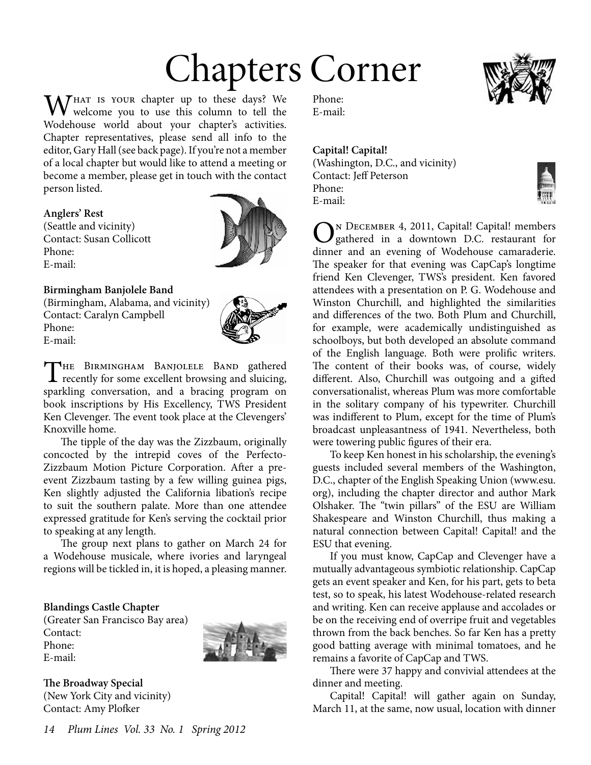# Chapters Corner

What is your chapter up to these days? We welcome you to use this column to tell the Wodehouse world about your chapter's activities. Chapter representatives, please send all info to the editor, Gary Hall (see back page). If you're not a member of a local chapter but would like to attend a meeting or become a member, please get in touch with the contact person listed.

**Anglers' Rest**
(Seattle and vicinity)
Contact: Susan Collicott
Phone:
E-mail:

**Birmingham Banjolele Band**
(Birmingham, Alabama, and vicinity)
Contact: Caralyn Campbell
Phone:
E-mail:

The Birmingham Banjolele Band gathered recently for some excellent browsing and sluicing, sparkling conversation, and a bracing program on book inscriptions by His Excellency, TWS President Ken Clevenger. The event took place at the Clevengers' Knoxville home.

The tipple of the day was the Zizzbaum, originally concocted by the intrepid coves of the Perfecto-Zizzbaum Motion Picture Corporation. After a pre-event Zizzbaum tasting by a few willing guinea pigs, Ken slightly adjusted the California libation's recipe to suit the southern palate. More than one attendee expressed gratitude for Ken's serving the cocktail prior to speaking at any length.

The group next plans to gather on March 24 for a Wodehouse musicale, where ivories and laryngeal regions will be tickled in, it is hoped, a pleasing manner.

**Blandings Castle Chapter**
(Greater San Francisco Bay area)
Contact:
Phone:
E-mail:

**The Broadway Special**
(New York City and vicinity)
Contact: Amy Plofker
Phone:
E-mail:

**Capital! Capital!**
(Washington, D.C., and vicinity)
Contact: Jeff Peterson
Phone:
E-mail:

On December 4, 2011, Capital! Capital! members gathered in a downtown D.C. restaurant for dinner and an evening of Wodehouse camaraderie. The speaker for that evening was CapCap's longtime friend Ken Clevenger, TWS's president. Ken favored attendees with a presentation on P. G. Wodehouse and Winston Churchill, and highlighted the similarities and differences of the two. Both Plum and Churchill, for example, were academically undistinguished as schoolboys, but both developed an absolute command of the English language. Both were prolific writers. The content of their books was, of course, widely different. Also, Churchill was outgoing and a gifted conversationalist, whereas Plum was more comfortable in the solitary company of his typewriter. Churchill was indifferent to Plum, except for the time of Plum's broadcast unpleasantness of 1941. Nevertheless, both were towering public figures of their era.

To keep Ken honest in his scholarship, the evening's guests included several members of the Washington, D.C., chapter of the English Speaking Union (www.esu.org), including the chapter director and author Mark Olshaker. The "twin pillars" of the ESU are William Shakespeare and Winston Churchill, thus making a natural connection between Capital! Capital! and the ESU that evening.

If you must know, CapCap and Clevenger have a mutually advantageous symbiotic relationship. CapCap gets an event speaker and Ken, for his part, gets to beta test, so to speak, his latest Wodehouse-related research and writing. Ken can receive applause and accolades or be on the receiving end of overripe fruit and vegetables thrown from the back benches. So far Ken has a pretty good batting average with minimal tomatoes, and he remains a favorite of CapCap and TWS.

There were 37 happy and convivial attendees at the dinner and meeting.

Capital! Capital! will gather again on Sunday, March 11, at the same, now usual, location with dinner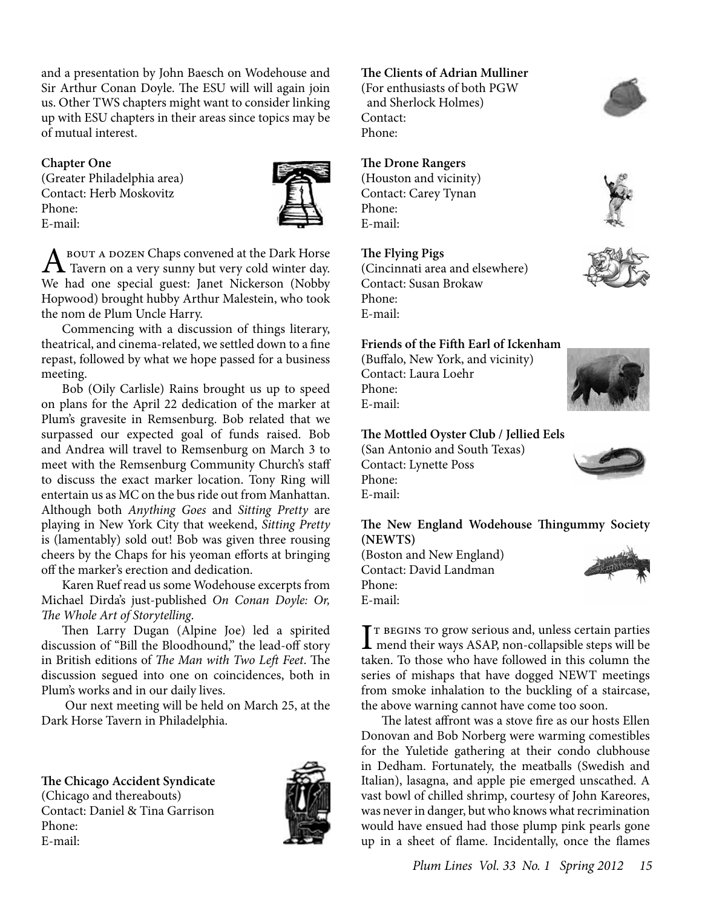and a presentation by John Baesch on Wodehouse and Sir Arthur Conan Doyle. The ESU will will again join us. Other TWS chapters might want to consider linking up with ESU chapters in their areas since topics may be of mutual interest.

**Chapter One**
(Greater Philadelphia area)
Contact: Herb Moskovitz
Phone:
E-mail:

About a dozen Chaps convened at the Dark Horse Tavern on a very sunny but very cold winter day. We had one special guest: Janet Nickerson (Nobby Hopwood) brought hubby Arthur Malestein, who took the nom de Plum Uncle Harry.

Commencing with a discussion of things literary, theatrical, and cinema-related, we settled down to a fine repast, followed by what we hope passed for a business meeting.

Bob (Oily Carlisle) Rains brought us up to speed on plans for the April 22 dedication of the marker at Plum's gravesite in Remsenburg. Bob related that we surpassed our expected goal of funds raised. Bob and Andrea will travel to Remsenburg on March 3 to meet with the Remsenburg Community Church's staff to discuss the exact marker location. Tony Ring will entertain us as MC on the bus ride out from Manhattan. Although both *Anything Goes* and *Sitting Pretty* are playing in New York City that weekend, *Sitting Pretty* is (lamentably) sold out! Bob was given three rousing cheers by the Chaps for his yeoman efforts at bringing off the marker's erection and dedication.

Karen Ruef read us some Wodehouse excerpts from Michael Dirda's just-published *On Conan Doyle: Or, The Whole Art of Storytelling*.

Then Larry Dugan (Alpine Joe) led a spirited discussion of "Bill the Bloodhound," the lead-off story in British editions of *The Man with Two Left Feet*. The discussion segued into one on coincidences, both in Plum's works and in our daily lives.

Our next meeting will be held on March 25, at the Dark Horse Tavern in Philadelphia.

**The Chicago Accident Syndicate**
(Chicago and thereabouts)
Contact: Daniel & Tina Garrison
Phone:
E-mail:

**The Clients of Adrian Mulliner**
(For enthusiasts of both PGW and Sherlock Holmes)
Contact:
Phone:

**The Drone Rangers**
(Houston and vicinity)
Contact: Carey Tynan
Phone:
E-mail:

**The Flying Pigs**
(Cincinnati area and elsewhere)
Contact: Susan Brokaw
Phone:
E-mail:

**Friends of the Fifth Earl of Ickenham**
(Buffalo, New York, and vicinity)
Contact: Laura Loehr
Phone:
E-mail:

**The Mottled Oyster Club / Jellied Eels**
(San Antonio and South Texas)
Contact: Lynette Poss
Phone:
E-mail:

**The New England Wodehouse Thingummy Society (NEWTS)**
(Boston and New England)
Contact: David Landman
Phone:
E-mail:

It begins to grow serious and, unless certain parties mend their ways ASAP, non-collapsible steps will be taken. To those who have followed in this column the series of mishaps that have dogged NEWT meetings from smoke inhalation to the buckling of a staircase, the above warning cannot have come too soon.

The latest affront was a stove fire as our hosts Ellen Donovan and Bob Norberg were warming comestibles for the Yuletide gathering at their condo clubhouse in Dedham. Fortunately, the meatballs (Swedish and Italian), lasagna, and apple pie emerged unscathed. A vast bowl of chilled shrimp, courtesy of John Kareores, was never in danger, but who knows what recrimination would have ensued had those plump pink pearls gone up in a sheet of flame. Incidentally, once the flames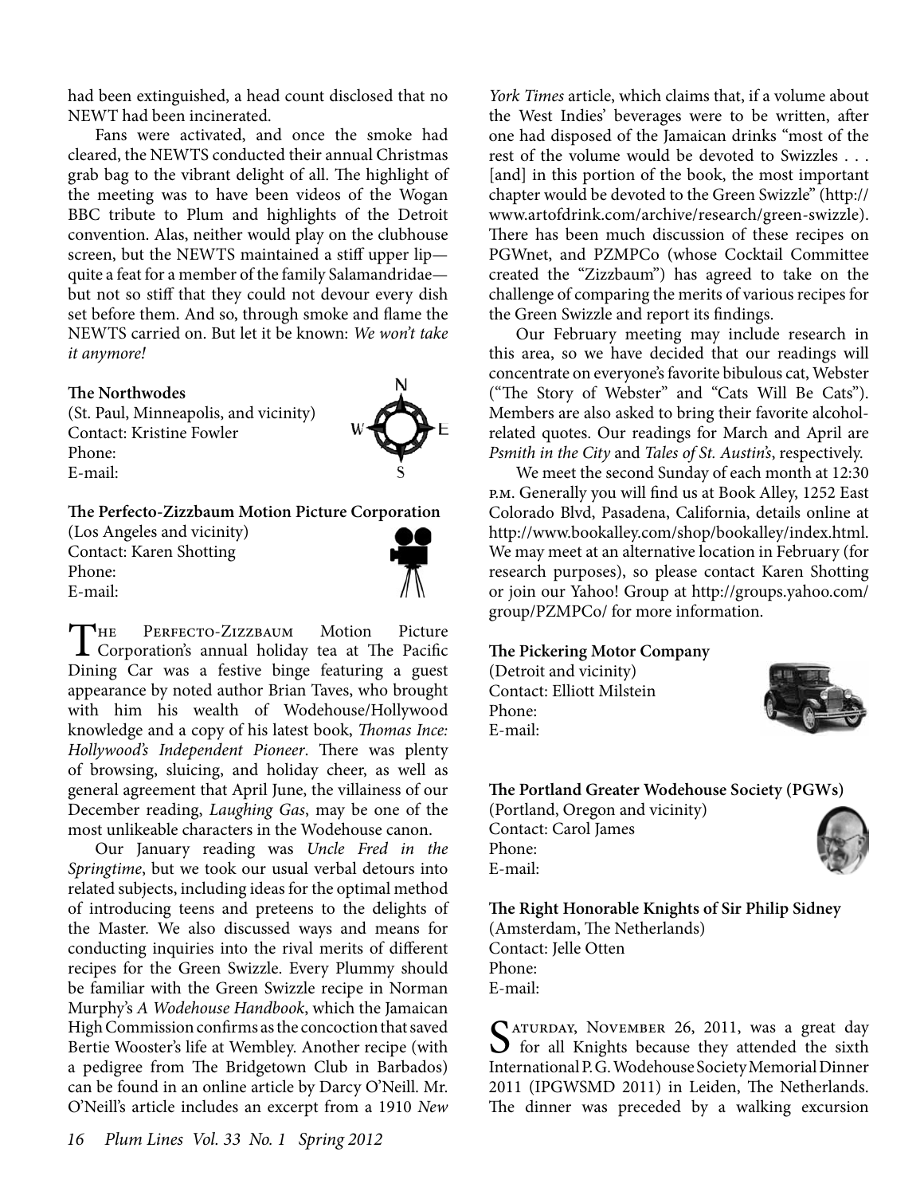had been extinguished, a head count disclosed that no NEWT had been incinerated.

Fans were activated, and once the smoke had cleared, the NEWTS conducted their annual Christmas grab bag to the vibrant delight of all. The highlight of the meeting was to have been videos of the Wogan BBC tribute to Plum and highlights of the Detroit convention. Alas, neither would play on the clubhouse screen, but the NEWTS maintained a stiff upper lip—quite a feat for a member of the family Salamandridae—but not so stiff that they could not devour every dish set before them. And so, through smoke and flame the NEWTS carried on. But let it be known: *We won't take it anymore!*

**The Northwodes**
(St. Paul, Minneapolis, and vicinity)
Contact: Kristine Fowler
Phone:
E-mail:

**The Perfecto-Zizzbaum Motion Picture Corporation**
(Los Angeles and vicinity)
Contact: Karen Shotting
Phone:
E-mail:

The Perfecto-Zizzbaum Motion Picture Corporation's annual holiday tea at The Pacific Dining Car was a festive binge featuring a guest appearance by noted author Brian Taves, who brought with him his wealth of Wodehouse/Hollywood knowledge and a copy of his latest book, *Thomas Ince: Hollywood's Independent Pioneer*. There was plenty of browsing, sluicing, and holiday cheer, as well as general agreement that April June, the villainess of our December reading, *Laughing Gas*, may be one of the most unlikeable characters in the Wodehouse canon.

Our January reading was *Uncle Fred in the Springtime*, but we took our usual verbal detours into related subjects, including ideas for the optimal method of introducing teens and preteens to the delights of the Master. We also discussed ways and means for conducting inquiries into the rival merits of different recipes for the Green Swizzle. Every Plummy should be familiar with the Green Swizzle recipe in Norman Murphy's *A Wodehouse Handbook*, which the Jamaican High Commission confirms as the concoction that saved Bertie Wooster's life at Wembley. Another recipe (with a pedigree from The Bridgetown Club in Barbados) can be found in an online article by Darcy O'Neill. Mr. O'Neill's article includes an excerpt from a 1910 *New York Times* article, which claims that, if a volume about the West Indies' beverages were to be written, after one had disposed of the Jamaican drinks "most of the rest of the volume would be devoted to Swizzles . . . [and] in this portion of the book, the most important chapter would be devoted to the Green Swizzle" (http://www.artofdrink.com/archive/research/green-swizzle). There has been much discussion of these recipes on PGWnet, and PZMPCo (whose Cocktail Committee created the "Zizzbaum") has agreed to take on the challenge of comparing the merits of various recipes for the Green Swizzle and report its findings.

Our February meeting may include research in this area, so we have decided that our readings will concentrate on everyone's favorite bibulous cat, Webster ("The Story of Webster" and "Cats Will Be Cats"). Members are also asked to bring their favorite alcohol-related quotes. Our readings for March and April are *Psmith in the City* and *Tales of St. Austin's*, respectively.

We meet the second Sunday of each month at 12:30 p.m. Generally you will find us at Book Alley, 1252 East Colorado Blvd, Pasadena, California, details online at http://www.bookalley.com/shop/bookalley/index.html. We may meet at an alternative location in February (for research purposes), so please contact Karen Shotting or join our Yahoo! Group at http://groups.yahoo.com/group/PZMPCo/ for more information.

**The Pickering Motor Company**
(Detroit and vicinity)
Contact: Elliott Milstein
Phone:
E-mail:

**The Portland Greater Wodehouse Society (PGWs)**
(Portland, Oregon and vicinity)
Contact: Carol James
Phone:
E-mail:

**The Right Honorable Knights of Sir Philip Sidney**
(Amsterdam, The Netherlands)
Contact: Jelle Otten
Phone:
E-mail:

Saturday, November 26, 2011, was a great day for all Knights because they attended the sixth International P. G. Wodehouse Society Memorial Dinner 2011 (IPGWSMD 2011) in Leiden, The Netherlands. The dinner was preceded by a walking excursion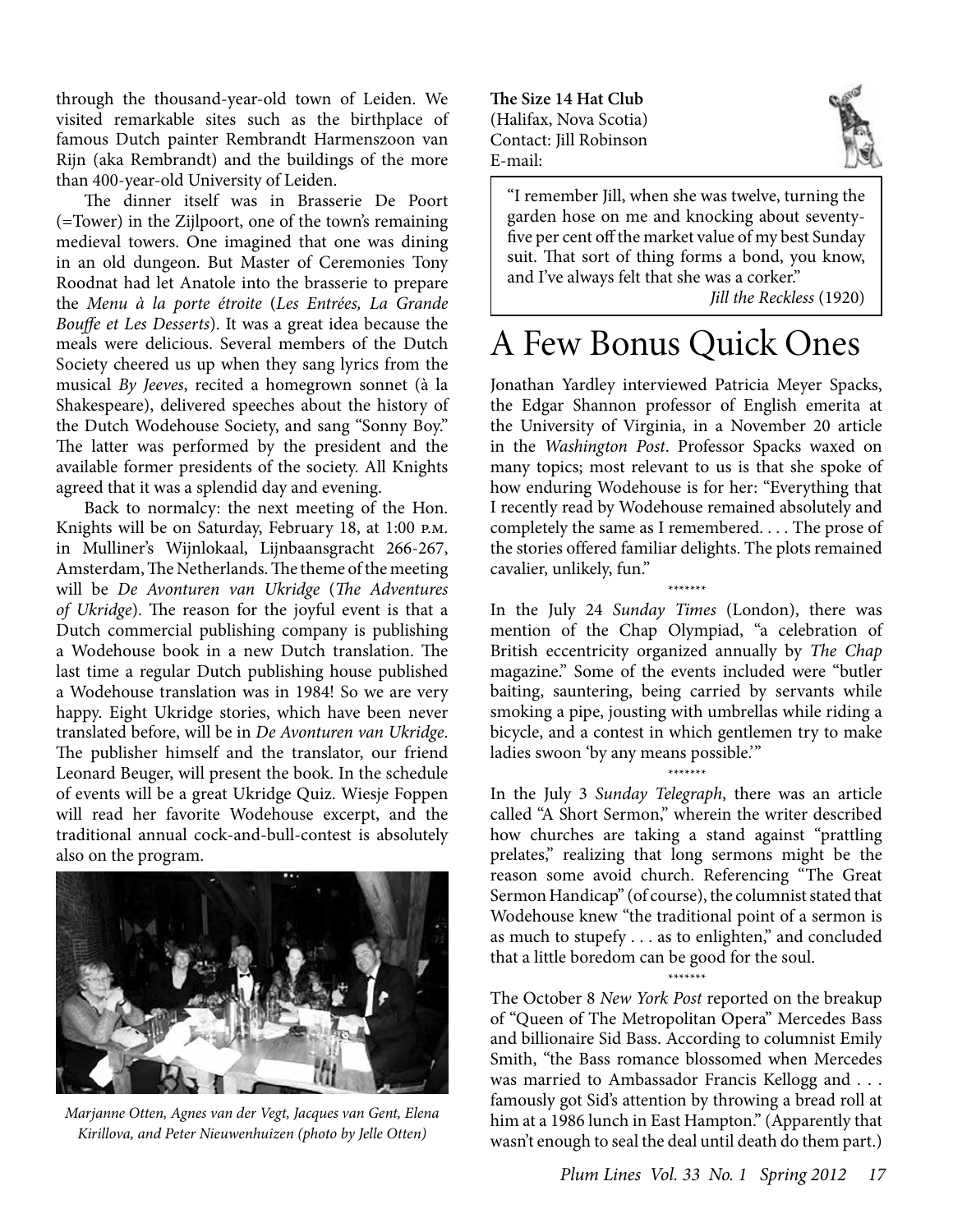through the thousand-year-old town of Leiden. We visited remarkable sites such as the birthplace of famous Dutch painter Rembrandt Harmenszoon van Rijn (aka Rembrandt) and the buildings of the more than 400-year-old University of Leiden.

The dinner itself was in Brasserie De Poort (=Tower) in the Zijlpoort, one of the town's remaining medieval towers. One imagined that one was dining in an old dungeon. But Master of Ceremonies Tony Roodnat had let Anatole into the brasserie to prepare the *Menu à la porte étroite* (*Les Entrées, La Grande Bouffe et Les Desserts*). It was a great idea because the meals were delicious. Several members of the Dutch Society cheered us up when they sang lyrics from the musical *By Jeeves*, recited a homegrown sonnet (à la Shakespeare), delivered speeches about the history of the Dutch Wodehouse Society, and sang "Sonny Boy." The latter was performed by the president and the available former presidents of the society. All Knights agreed that it was a splendid day and evening.

Back to normalcy: the next meeting of the Hon. Knights will be on Saturday, February 18, at 1:00 P.M. in Mulliner's Wijnlokaal, Lijnbaansgracht 266-267, Amsterdam, The Netherlands. The theme of the meeting will be *De Avonturen van Ukridge* (*The Adventures of Ukridge*). The reason for the joyful event is that a Dutch commercial publishing company is publishing a Wodehouse book in a new Dutch translation. The last time a regular Dutch publishing house published a Wodehouse translation was in 1984! So we are very happy. Eight Ukridge stories, which have been never translated before, will be in *De Avonturen van Ukridge*. The publisher himself and the translator, our friend Leonard Beuger, will present the book. In the schedule of events will be a great Ukridge Quiz. Wiesje Foppen will read her favorite Wodehouse excerpt, and the traditional annual cock-and-bull-contest is absolutely also on the program.

*Marjanne Otten, Agnes van der Vegt, Jacques van Gent, Elena Kirillova, and Peter Nieuwenhuizen (photo by Jelle Otten)*

**The Size 14 Hat Club**
(Halifax, Nova Scotia)
Contact: Jill Robinson
E-mail:

"I remember Jill, when she was twelve, turning the garden hose on me and knocking about seventy-five per cent off the market value of my best Sunday suit. That sort of thing forms a bond, you know, and I've always felt that she was a corker."
*Jill the Reckless* (1920)

# A Few Bonus Quick Ones

Jonathan Yardley interviewed Patricia Meyer Spacks, the Edgar Shannon professor of English emerita at the University of Virginia, in a November 20 article in the *Washington Post*. Professor Spacks waxed on many topics; most relevant to us is that she spoke of how enduring Wodehouse is for her: "Everything that I recently read by Wodehouse remained absolutely and completely the same as I remembered. . . . The prose of the stories offered familiar delights. The plots remained cavalier, unlikely, fun."

\*\*\*\*\*\*\*

In the July 24 *Sunday Times* (London), there was mention of the Chap Olympiad, "a celebration of British eccentricity organized annually by *The Chap* magazine." Some of the events included were "butler baiting, sauntering, being carried by servants while smoking a pipe, jousting with umbrellas while riding a bicycle, and a contest in which gentlemen try to make ladies swoon 'by any means possible.'"

\*\*\*\*\*\*\*

In the July 3 *Sunday Telegraph*, there was an article called "A Short Sermon," wherein the writer described how churches are taking a stand against "prattling prelates," realizing that long sermons might be the reason some avoid church. Referencing "The Great Sermon Handicap" (of course), the columnist stated that Wodehouse knew "the traditional point of a sermon is as much to stupefy . . . as to enlighten," and concluded that a little boredom can be good for the soul.

\*\*\*\*\*\*\*

The October 8 *New York Post* reported on the breakup of "Queen of The Metropolitan Opera" Mercedes Bass and billionaire Sid Bass. According to columnist Emily Smith, "the Bass romance blossomed when Mercedes was married to Ambassador Francis Kellogg and . . . famously got Sid's attention by throwing a bread roll at him at a 1986 lunch in East Hampton." (Apparently that wasn't enough to seal the deal until death do them part.)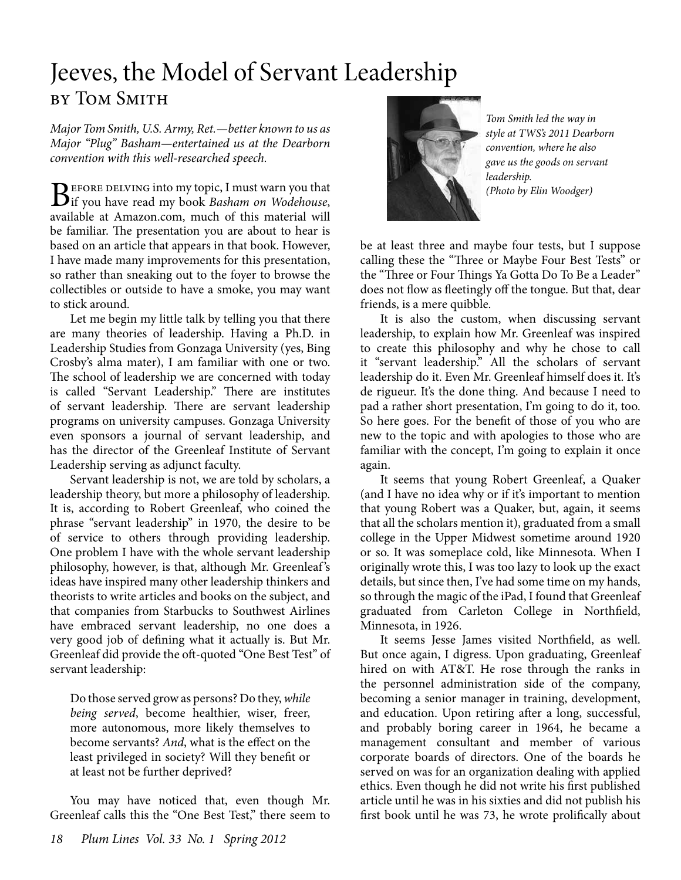# Jeeves, the Model of Servant Leadership

## by Tom Smith

*Major Tom Smith, U.S. Army, Ret.—better known to us as Major "Plug" Basham—entertained us at the Dearborn convention with this well-researched speech.*

*Tom Smith led the way in style at TWS's 2011 Dearborn convention, where he also gave us the goods on servant leadership. (Photo by Elin Woodger)*

Before delving into my topic, I must warn you that if you have read my book *Basham on Wodehouse*, available at Amazon.com, much of this material will be familiar. The presentation you are about to hear is based on an article that appears in that book. However, I have made many improvements for this presentation, so rather than sneaking out to the foyer to browse the collectibles or outside to have a smoke, you may want to stick around.

Let me begin my little talk by telling you that there are many theories of leadership. Having a Ph.D. in Leadership Studies from Gonzaga University (yes, Bing Crosby's alma mater), I am familiar with one or two. The school of leadership we are concerned with today is called "Servant Leadership." There are institutes of servant leadership. There are servant leadership programs on university campuses. Gonzaga University even sponsors a journal of servant leadership, and has the director of the Greenleaf Institute of Servant Leadership serving as adjunct faculty.

Servant leadership is not, we are told by scholars, a leadership theory, but more a philosophy of leadership. It is, according to Robert Greenleaf, who coined the phrase "servant leadership" in 1970, the desire to be of service to others through providing leadership. One problem I have with the whole servant leadership philosophy, however, is that, although Mr. Greenleaf's ideas have inspired many other leadership thinkers and theorists to write articles and books on the subject, and that companies from Starbucks to Southwest Airlines have embraced servant leadership, no one does a very good job of defining what it actually is. But Mr. Greenleaf did provide the oft-quoted "One Best Test" of servant leadership:

> Do those served grow as persons? Do they, *while being served*, become healthier, wiser, freer, more autonomous, more likely themselves to become servants? *And*, what is the effect on the least privileged in society? Will they benefit or at least not be further deprived?

You may have noticed that, even though Mr. Greenleaf calls this the "One Best Test," there seem to be at least three and maybe four tests, but I suppose calling these the "Three or Maybe Four Best Tests" or the "Three or Four Things Ya Gotta Do To Be a Leader" does not flow as fleetingly off the tongue. But that, dear friends, is a mere quibble.

It is also the custom, when discussing servant leadership, to explain how Mr. Greenleaf was inspired to create this philosophy and why he chose to call it "servant leadership." All the scholars of servant leadership do it. Even Mr. Greenleaf himself does it. It's de rigueur. It's the done thing. And because I need to pad a rather short presentation, I'm going to do it, too. So here goes. For the benefit of those of you who are new to the topic and with apologies to those who are familiar with the concept, I'm going to explain it once again.

It seems that young Robert Greenleaf, a Quaker (and I have no idea why or if it's important to mention that young Robert was a Quaker, but, again, it seems that all the scholars mention it), graduated from a small college in the Upper Midwest sometime around 1920 or so. It was someplace cold, like Minnesota. When I originally wrote this, I was too lazy to look up the exact details, but since then, I've had some time on my hands, so through the magic of the iPad, I found that Greenleaf graduated from Carleton College in Northfield, Minnesota, in 1926.

It seems Jesse James visited Northfield, as well. But once again, I digress. Upon graduating, Greenleaf hired on with AT&T. He rose through the ranks in the personnel administration side of the company, becoming a senior manager in training, development, and education. Upon retiring after a long, successful, and probably boring career in 1964, he became a management consultant and member of various corporate boards of directors. One of the boards he served on was for an organization dealing with applied ethics. Even though he did not write his first published article until he was in his sixties and did not publish his first book until he was 73, he wrote prolifically about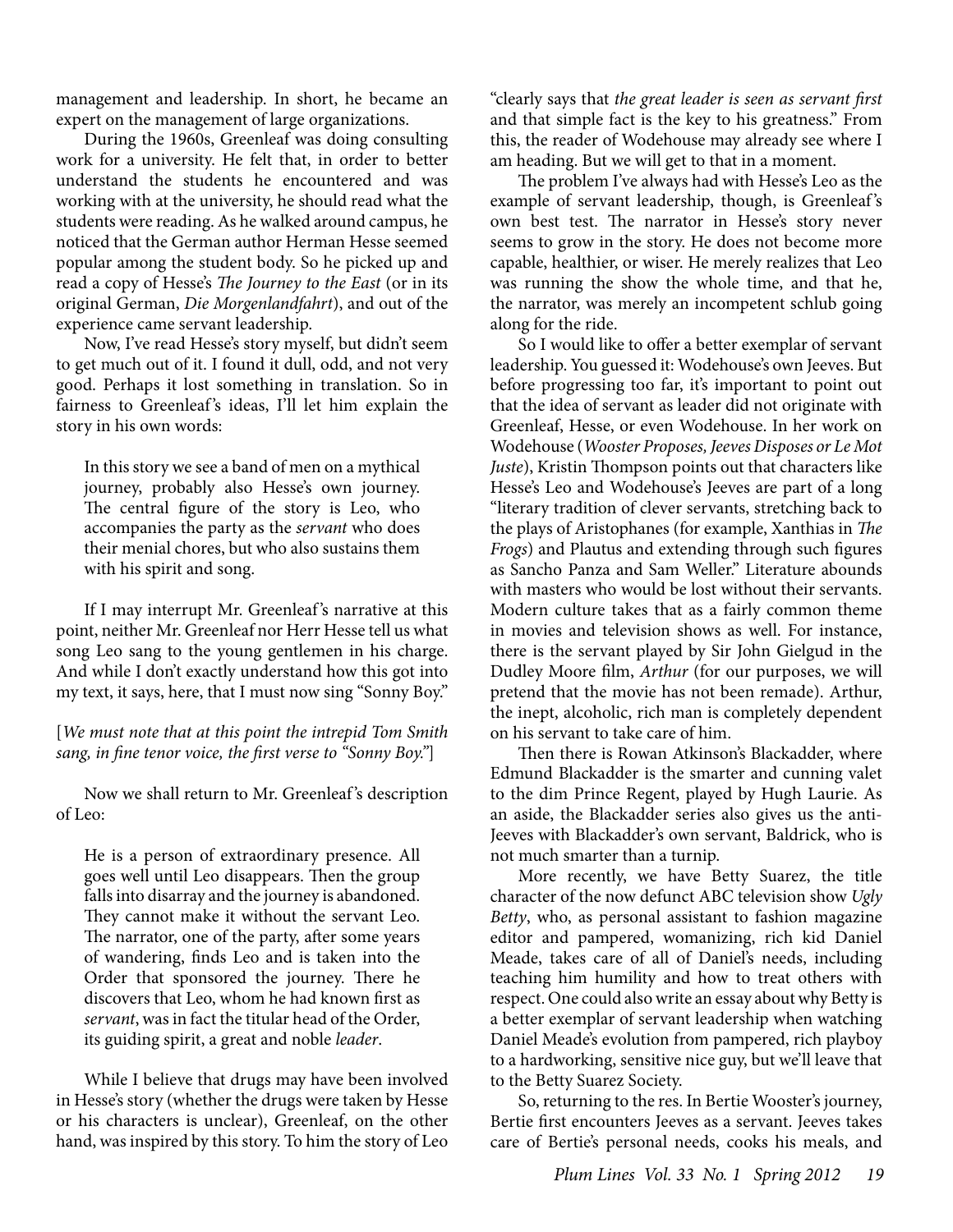management and leadership. In short, he became an expert on the management of large organizations.

During the 1960s, Greenleaf was doing consulting work for a university. He felt that, in order to better understand the students he encountered and was working with at the university, he should read what the students were reading. As he walked around campus, he noticed that the German author Herman Hesse seemed popular among the student body. So he picked up and read a copy of Hesse's *The Journey to the East* (or in its original German, *Die Morgenlandfahrt*), and out of the experience came servant leadership.

Now, I've read Hesse's story myself, but didn't seem to get much out of it. I found it dull, odd, and not very good. Perhaps it lost something in translation. So in fairness to Greenleaf's ideas, I'll let him explain the story in his own words:

> In this story we see a band of men on a mythical journey, probably also Hesse's own journey. The central figure of the story is Leo, who accompanies the party as the *servant* who does their menial chores, but who also sustains them with his spirit and song.

If I may interrupt Mr. Greenleaf's narrative at this point, neither Mr. Greenleaf nor Herr Hesse tell us what song Leo sang to the young gentlemen in his charge. And while I don't exactly understand how this got into my text, it says, here, that I must now sing "Sonny Boy."

[*We must note that at this point the intrepid Tom Smith sang, in fine tenor voice, the first verse to "Sonny Boy."*]

Now we shall return to Mr. Greenleaf's description of Leo:

> He is a person of extraordinary presence. All goes well until Leo disappears. Then the group falls into disarray and the journey is abandoned. They cannot make it without the servant Leo. The narrator, one of the party, after some years of wandering, finds Leo and is taken into the Order that sponsored the journey. There he discovers that Leo, whom he had known first as *servant*, was in fact the titular head of the Order, its guiding spirit, a great and noble *leader*.

While I believe that drugs may have been involved in Hesse's story (whether the drugs were taken by Hesse or his characters is unclear), Greenleaf, on the other hand, was inspired by this story. To him the story of Leo "clearly says that *the great leader is seen as servant first* and that simple fact is the key to his greatness." From this, the reader of Wodehouse may already see where I am heading. But we will get to that in a moment.

The problem I've always had with Hesse's Leo as the example of servant leadership, though, is Greenleaf's own best test. The narrator in Hesse's story never seems to grow in the story. He does not become more capable, healthier, or wiser. He merely realizes that Leo was running the show the whole time, and that he, the narrator, was merely an incompetent schlub going along for the ride.

So I would like to offer a better exemplar of servant leadership. You guessed it: Wodehouse's own Jeeves. But before progressing too far, it's important to point out that the idea of servant as leader did not originate with Greenleaf, Hesse, or even Wodehouse. In her work on Wodehouse (*Wooster Proposes, Jeeves Disposes or Le Mot Juste*), Kristin Thompson points out that characters like Hesse's Leo and Wodehouse's Jeeves are part of a long "literary tradition of clever servants, stretching back to the plays of Aristophanes (for example, Xanthias in *The Frogs*) and Plautus and extending through such figures as Sancho Panza and Sam Weller." Literature abounds with masters who would be lost without their servants. Modern culture takes that as a fairly common theme in movies and television shows as well. For instance, there is the servant played by Sir John Gielgud in the Dudley Moore film, *Arthur* (for our purposes, we will pretend that the movie has not been remade). Arthur, the inept, alcoholic, rich man is completely dependent on his servant to take care of him.

Then there is Rowan Atkinson's Blackadder, where Edmund Blackadder is the smarter and cunning valet to the dim Prince Regent, played by Hugh Laurie. As an aside, the Blackadder series also gives us the anti-Jeeves with Blackadder's own servant, Baldrick, who is not much smarter than a turnip.

More recently, we have Betty Suarez, the title character of the now defunct ABC television show *Ugly Betty*, who, as personal assistant to fashion magazine editor and pampered, womanizing, rich kid Daniel Meade, takes care of all of Daniel's needs, including teaching him humility and how to treat others with respect. One could also write an essay about why Betty is a better exemplar of servant leadership when watching Daniel Meade's evolution from pampered, rich playboy to a hardworking, sensitive nice guy, but we'll leave that to the Betty Suarez Society.

So, returning to the res. In Bertie Wooster's journey, Bertie first encounters Jeeves as a servant. Jeeves takes care of Bertie's personal needs, cooks his meals, and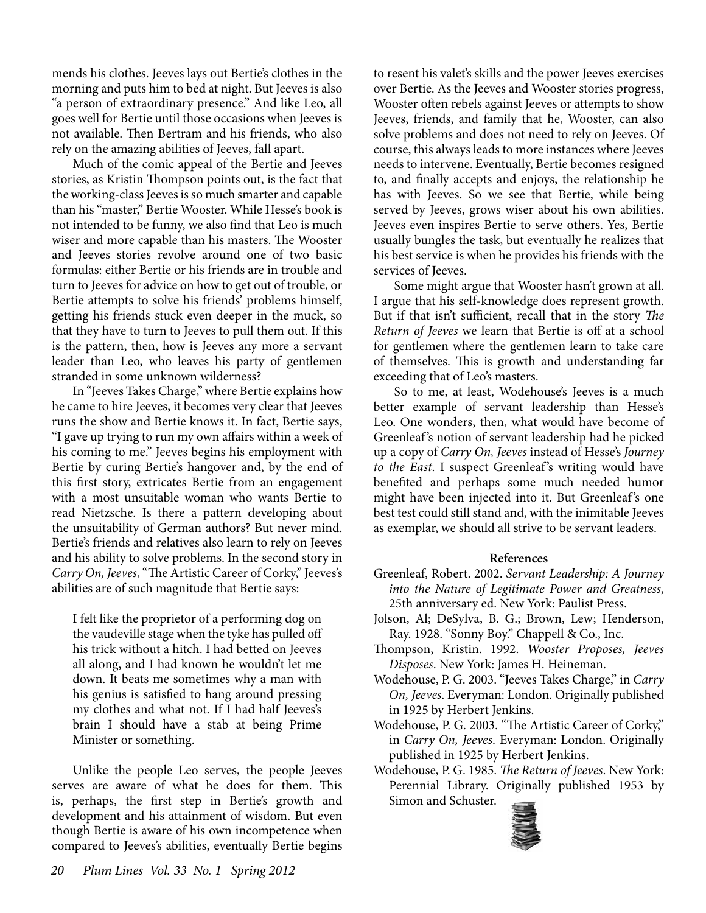mends his clothes. Jeeves lays out Bertie's clothes in the morning and puts him to bed at night. But Jeeves is also "a person of extraordinary presence." And like Leo, all goes well for Bertie until those occasions when Jeeves is not available. Then Bertram and his friends, who also rely on the amazing abilities of Jeeves, fall apart.

Much of the comic appeal of the Bertie and Jeeves stories, as Kristin Thompson points out, is the fact that the working-class Jeeves is so much smarter and capable than his "master," Bertie Wooster. While Hesse's book is not intended to be funny, we also find that Leo is much wiser and more capable than his masters. The Wooster and Jeeves stories revolve around one of two basic formulas: either Bertie or his friends are in trouble and turn to Jeeves for advice on how to get out of trouble, or Bertie attempts to solve his friends' problems himself, getting his friends stuck even deeper in the muck, so that they have to turn to Jeeves to pull them out. If this is the pattern, then, how is Jeeves any more a servant leader than Leo, who leaves his party of gentlemen stranded in some unknown wilderness?

In "Jeeves Takes Charge," where Bertie explains how he came to hire Jeeves, it becomes very clear that Jeeves runs the show and Bertie knows it. In fact, Bertie says, "I gave up trying to run my own affairs within a week of his coming to me." Jeeves begins his employment with Bertie by curing Bertie's hangover and, by the end of this first story, extricates Bertie from an engagement with a most unsuitable woman who wants Bertie to read Nietzsche. Is there a pattern developing about the unsuitability of German authors? But never mind. Bertie's friends and relatives also learn to rely on Jeeves and his ability to solve problems. In the second story in *Carry On, Jeeves*, "The Artistic Career of Corky," Jeeves's abilities are of such magnitude that Bertie says:

> I felt like the proprietor of a performing dog on the vaudeville stage when the tyke has pulled off his trick without a hitch. I had betted on Jeeves all along, and I had known he wouldn't let me down. It beats me sometimes why a man with his genius is satisfied to hang around pressing my clothes and what not. If I had half Jeeves's brain I should have a stab at being Prime Minister or something.

Unlike the people Leo serves, the people Jeeves serves are aware of what he does for them. This is, perhaps, the first step in Bertie's growth and development and his attainment of wisdom. But even though Bertie is aware of his own incompetence when compared to Jeeves's abilities, eventually Bertie begins to resent his valet's skills and the power Jeeves exercises over Bertie. As the Jeeves and Wooster stories progress, Wooster often rebels against Jeeves or attempts to show Jeeves, friends, and family that he, Wooster, can also solve problems and does not need to rely on Jeeves. Of course, this always leads to more instances where Jeeves needs to intervene. Eventually, Bertie becomes resigned to, and finally accepts and enjoys, the relationship he has with Jeeves. So we see that Bertie, while being served by Jeeves, grows wiser about his own abilities. Jeeves even inspires Bertie to serve others. Yes, Bertie usually bungles the task, but eventually he realizes that his best service is when he provides his friends with the services of Jeeves.

Some might argue that Wooster hasn't grown at all. I argue that his self-knowledge does represent growth. But if that isn't sufficient, recall that in the story *The Return of Jeeves* we learn that Bertie is off at a school for gentlemen where the gentlemen learn to take care of themselves. This is growth and understanding far exceeding that of Leo's masters.

So to me, at least, Wodehouse's Jeeves is a much better example of servant leadership than Hesse's Leo. One wonders, then, what would have become of Greenleaf's notion of servant leadership had he picked up a copy of *Carry On, Jeeves* instead of Hesse's *Journey to the East*. I suspect Greenleaf's writing would have benefited and perhaps some much needed humor might have been injected into it. But Greenleaf's one best test could still stand and, with the inimitable Jeeves as exemplar, we should all strive to be servant leaders.

**References**

Greenleaf, Robert. 2002. *Servant Leadership: A Journey into the Nature of Legitimate Power and Greatness*, 25th anniversary ed. New York: Paulist Press.

Jolson, Al; DeSylva, B. G.; Brown, Lew; Henderson, Ray. 1928. "Sonny Boy." Chappell & Co., Inc.

Thompson, Kristin. 1992. *Wooster Proposes, Jeeves Disposes*. New York: James H. Heineman.

Wodehouse, P. G. 2003. "Jeeves Takes Charge," in *Carry On, Jeeves*. Everyman: London. Originally published in 1925 by Herbert Jenkins.

Wodehouse, P. G. 2003. "The Artistic Career of Corky," in *Carry On, Jeeves*. Everyman: London. Originally published in 1925 by Herbert Jenkins.

Wodehouse, P. G. 1985. *The Return of Jeeves*. New York: Perennial Library. Originally published 1953 by Simon and Schuster.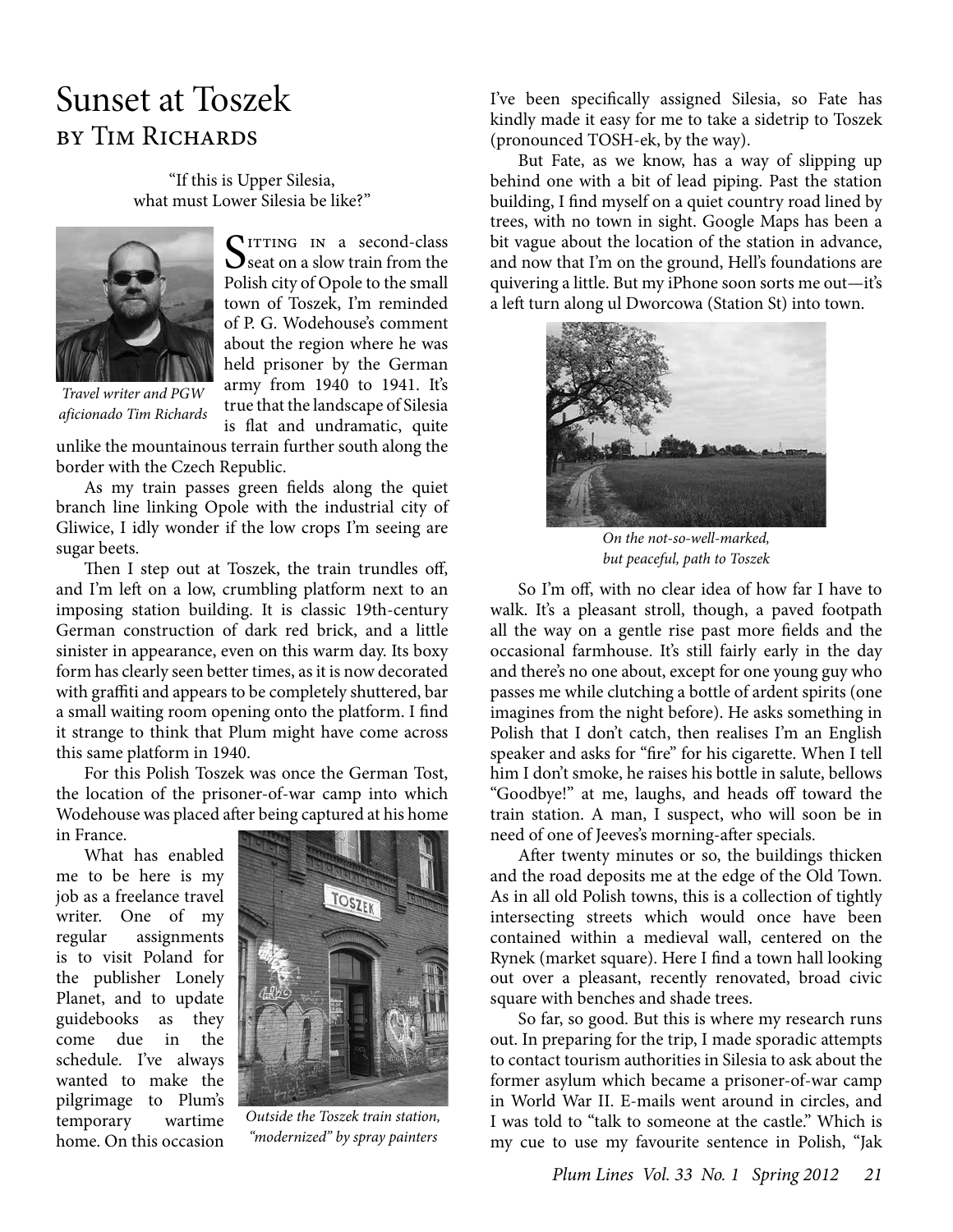# Sunset at Toszek

## by Tim Richards

"If this is Upper Silesia, what must Lower Silesia be like?"

*Travel writer and PGW aficionado Tim Richards*

Sitting in a second-class seat on a slow train from the Polish city of Opole to the small town of Toszek, I'm reminded of P. G. Wodehouse's comment about the region where he was held prisoner by the German army from 1940 to 1941. It's true that the landscape of Silesia is flat and undramatic, quite unlike the mountainous terrain further south along the border with the Czech Republic.

As my train passes green fields along the quiet branch line linking Opole with the industrial city of Gliwice, I idly wonder if the low crops I'm seeing are sugar beets.

Then I step out at Toszek, the train trundles off, and I'm left on a low, crumbling platform next to an imposing station building. It is classic 19th-century German construction of dark red brick, and a little sinister in appearance, even on this warm day. Its boxy form has clearly seen better times, as it is now decorated with graffiti and appears to be completely shuttered, bar a small waiting room opening onto the platform. I find it strange to think that Plum might have come across this same platform in 1940.

For this Polish Toszek was once the German Tost, the location of the prisoner-of-war camp into which Wodehouse was placed after being captured at his home in France.

What has enabled me to be here is my job as a freelance travel writer. One of my regular assignments is to visit Poland for the publisher Lonely Planet, and to update guidebooks as they come due in the schedule. I've always wanted to make the pilgrimage to Plum's temporary wartime home. On this occasion I've been specifically assigned Silesia, so Fate has kindly made it easy for me to take a sidetrip to Toszek (pronounced TOSH-ek, by the way).

*Outside the Toszek train station, "modernized" by spray painters*

But Fate, as we know, has a way of slipping up behind one with a bit of lead piping. Past the station building, I find myself on a quiet country road lined by trees, with no town in sight. Google Maps has been a bit vague about the location of the station in advance, and now that I'm on the ground, Hell's foundations are quivering a little. But my iPhone soon sorts me out—it's a left turn along ul Dworcowa (Station St) into town.

*On the not-so-well-marked, but peaceful, path to Toszek*

So I'm off, with no clear idea of how far I have to walk. It's a pleasant stroll, though, a paved footpath all the way on a gentle rise past more fields and the occasional farmhouse. It's still fairly early in the day and there's no one about, except for one young guy who passes me while clutching a bottle of ardent spirits (one imagines from the night before). He asks something in Polish that I don't catch, then realises I'm an English speaker and asks for "fire" for his cigarette. When I tell him I don't smoke, he raises his bottle in salute, bellows "Goodbye!" at me, laughs, and heads off toward the train station. A man, I suspect, who will soon be in need of one of Jeeves's morning-after specials.

After twenty minutes or so, the buildings thicken and the road deposits me at the edge of the Old Town. As in all old Polish towns, this is a collection of tightly intersecting streets which would once have been contained within a medieval wall, centered on the Rynek (market square). Here I find a town hall looking out over a pleasant, recently renovated, broad civic square with benches and shade trees.

So far, so good. But this is where my research runs out. In preparing for the trip, I made sporadic attempts to contact tourism authorities in Silesia to ask about the former asylum which became a prisoner-of-war camp in World War II. E-mails went around in circles, and I was told to "talk to someone at the castle." Which is my cue to use my favourite sentence in Polish, "Jak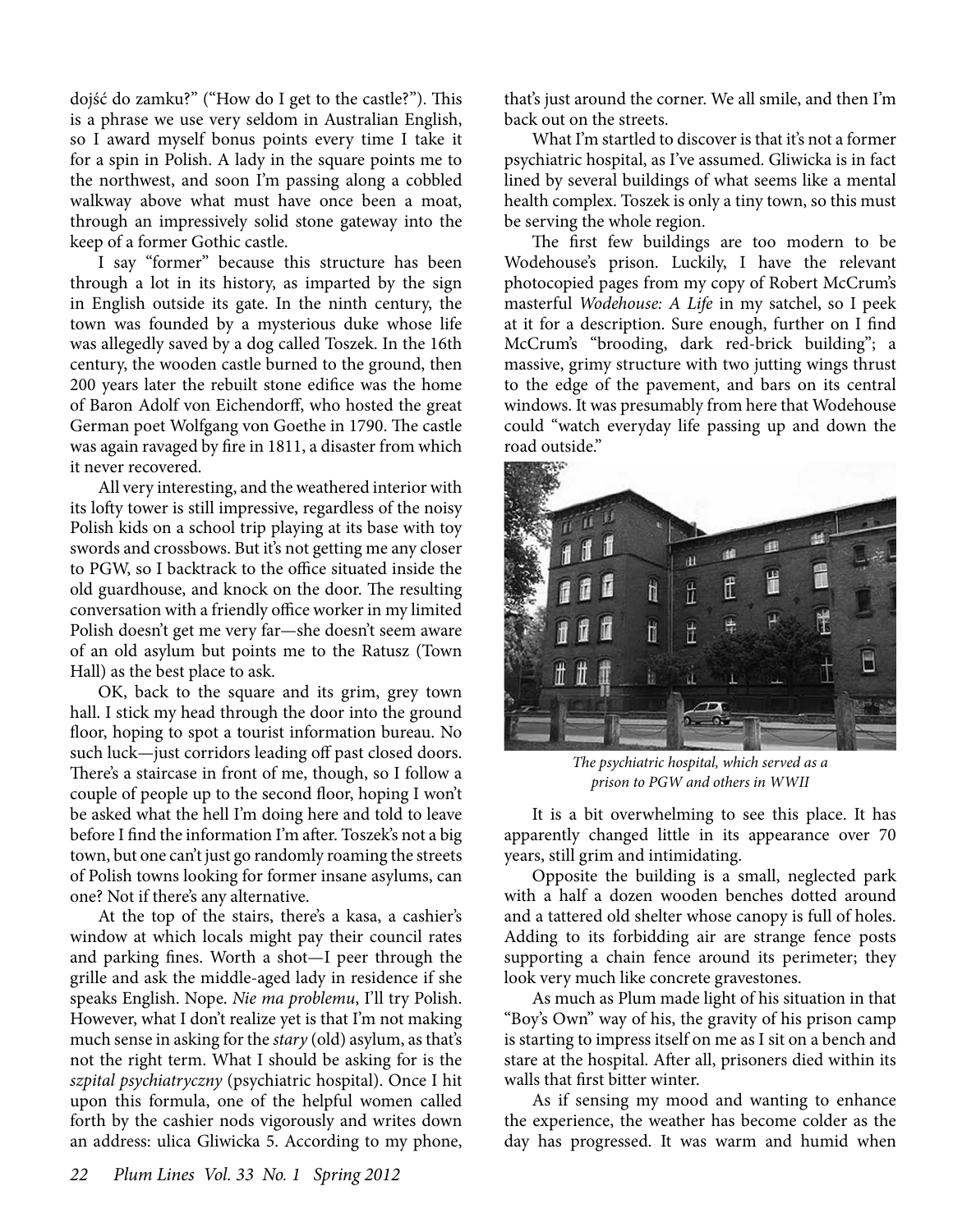dojść do zamku?" ("How do I get to the castle?"). This is a phrase we use very seldom in Australian English, so I award myself bonus points every time I take it for a spin in Polish. A lady in the square points me to the northwest, and soon I'm passing along a cobbled walkway above what must have once been a moat, through an impressively solid stone gateway into the keep of a former Gothic castle.

I say "former" because this structure has been through a lot in its history, as imparted by the sign in English outside its gate. In the ninth century, the town was founded by a mysterious duke whose life was allegedly saved by a dog called Toszek. In the 16th century, the wooden castle burned to the ground, then 200 years later the rebuilt stone edifice was the home of Baron Adolf von Eichendorff, who hosted the great German poet Wolfgang von Goethe in 1790. The castle was again ravaged by fire in 1811, a disaster from which it never recovered.

All very interesting, and the weathered interior with its lofty tower is still impressive, regardless of the noisy Polish kids on a school trip playing at its base with toy swords and crossbows. But it's not getting me any closer to PGW, so I backtrack to the office situated inside the old guardhouse, and knock on the door. The resulting conversation with a friendly office worker in my limited Polish doesn't get me very far—she doesn't seem aware of an old asylum but points me to the Ratusz (Town Hall) as the best place to ask.

OK, back to the square and its grim, grey town hall. I stick my head through the door into the ground floor, hoping to spot a tourist information bureau. No such luck—just corridors leading off past closed doors. There's a staircase in front of me, though, so I follow a couple of people up to the second floor, hoping I won't be asked what the hell I'm doing here and told to leave before I find the information I'm after. Toszek's not a big town, but one can't just go randomly roaming the streets of Polish towns looking for former insane asylums, can one? Not if there's any alternative.

At the top of the stairs, there's a kasa, a cashier's window at which locals might pay their council rates and parking fines. Worth a shot—I peer through the grille and ask the middle-aged lady in residence if she speaks English. Nope. *Nie ma problemu*, I'll try Polish. However, what I don't realize yet is that I'm not making much sense in asking for the *stary* (old) asylum, as that's not the right term. What I should be asking for is the *szpital psychiatryczny* (psychiatric hospital). Once I hit upon this formula, one of the helpful women called forth by the cashier nods vigorously and writes down an address: ulica Gliwicka 5. According to my phone, that's just around the corner. We all smile, and then I'm back out on the streets.

What I'm startled to discover is that it's not a former psychiatric hospital, as I've assumed. Gliwicka is in fact lined by several buildings of what seems like a mental health complex. Toszek is only a tiny town, so this must be serving the whole region.

The first few buildings are too modern to be Wodehouse's prison. Luckily, I have the relevant photocopied pages from my copy of Robert McCrum's masterful *Wodehouse: A Life* in my satchel, so I peek at it for a description. Sure enough, further on I find McCrum's "brooding, dark red-brick building"; a massive, grimy structure with two jutting wings thrust to the edge of the pavement, and bars on its central windows. It was presumably from here that Wodehouse could "watch everyday life passing up and down the road outside."

*The psychiatric hospital, which served as a prison to PGW and others in WWII*

It is a bit overwhelming to see this place. It has apparently changed little in its appearance over 70 years, still grim and intimidating.

Opposite the building is a small, neglected park with a half a dozen wooden benches dotted around and a tattered old shelter whose canopy is full of holes. Adding to its forbidding air are strange fence posts supporting a chain fence around its perimeter; they look very much like concrete gravestones.

As much as Plum made light of his situation in that "Boy's Own" way of his, the gravity of his prison camp is starting to impress itself on me as I sit on a bench and stare at the hospital. After all, prisoners died within its walls that first bitter winter.

As if sensing my mood and wanting to enhance the experience, the weather has become colder as the day has progressed. It was warm and humid when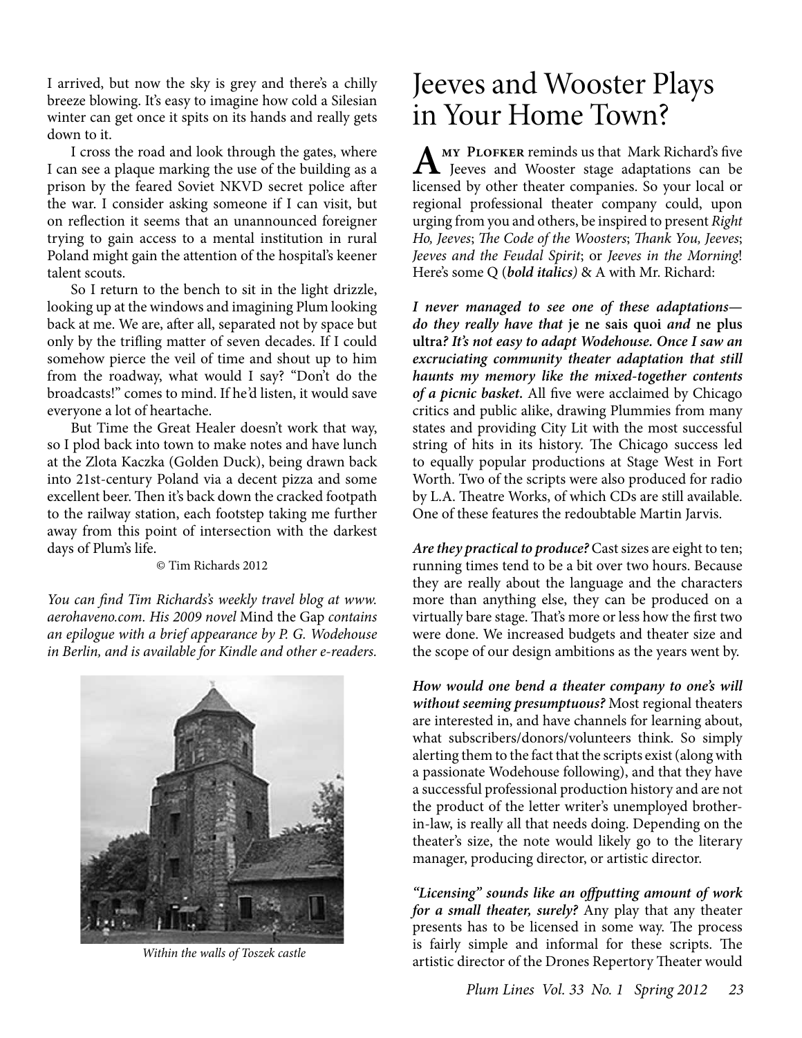I arrived, but now the sky is grey and there's a chilly breeze blowing. It's easy to imagine how cold a Silesian winter can get once it spits on its hands and really gets down to it.

I cross the road and look through the gates, where I can see a plaque marking the use of the building as a prison by the feared Soviet NKVD secret police after the war. I consider asking someone if I can visit, but on reflection it seems that an unannounced foreigner trying to gain access to a mental institution in rural Poland might gain the attention of the hospital's keener talent scouts.

So I return to the bench to sit in the light drizzle, looking up at the windows and imagining Plum looking back at me. We are, after all, separated not by space but only by the trifling matter of seven decades. If I could somehow pierce the veil of time and shout up to him from the roadway, what would I say? "Don't do the broadcasts!" comes to mind. If he'd listen, it would save everyone a lot of heartache.

But Time the Great Healer doesn't work that way, so I plod back into town to make notes and have lunch at the Zlota Kaczka (Golden Duck), being drawn back into 21st-century Poland via a decent pizza and some excellent beer. Then it's back down the cracked footpath to the railway station, each footstep taking me further away from this point of intersection with the darkest days of Plum's life.

© Tim Richards 2012

*You can find Tim Richards's weekly travel blog at www.aerohaveno.com. His 2009 novel* Mind the Gap *contains an epilogue with a brief appearance by P. G. Wodehouse in Berlin, and is available for Kindle and other e-readers.*

*Within the walls of Toszek castle*

# Jeeves and Wooster Plays in Your Home Town?

**Amy Plofker** reminds us that Mark Richard's five Jeeves and Wooster stage adaptations can be licensed by other theater companies. So your local or regional professional theater company could, upon urging from you and others, be inspired to present *Right Ho, Jeeves*; *The Code of the Woosters*; *Thank You, Jeeves*; *Jeeves and the Feudal Spirit*; or *Jeeves in the Morning*! Here's some Q (***bold italics***) & A with Mr. Richard:

***I never managed to see one of these adaptations—do they really have that* je ne sais quoi *and* ne plus ultra*? It's not easy to adapt Wodehouse. Once I saw an excruciating community theater adaptation that still haunts my memory like the mixed-together contents of a picnic basket.*** All five were acclaimed by Chicago critics and public alike, drawing Plummies from many states and providing City Lit with the most successful string of hits in its history. The Chicago success led to equally popular productions at Stage West in Fort Worth. Two of the scripts were also produced for radio by L.A. Theatre Works, of which CDs are still available. One of these features the redoubtable Martin Jarvis.

***Are they practical to produce?*** Cast sizes are eight to ten; running times tend to be a bit over two hours. Because they are really about the language and the characters more than anything else, they can be produced on a virtually bare stage. That's more or less how the first two were done. We increased budgets and theater size and the scope of our design ambitions as the years went by.

***How would one bend a theater company to one's will without seeming presumptuous?*** Most regional theaters are interested in, and have channels for learning about, what subscribers/donors/volunteers think. So simply alerting them to the fact that the scripts exist (along with a passionate Wodehouse following), and that they have a successful professional production history and are not the product of the letter writer's unemployed brother-in-law, is really all that needs doing. Depending on the theater's size, the note would likely go to the literary manager, producing director, or artistic director.

***"Licensing" sounds like an offputting amount of work for a small theater, surely?*** Any play that any theater presents has to be licensed in some way. The process is fairly simple and informal for these scripts. The artistic director of the Drones Repertory Theater would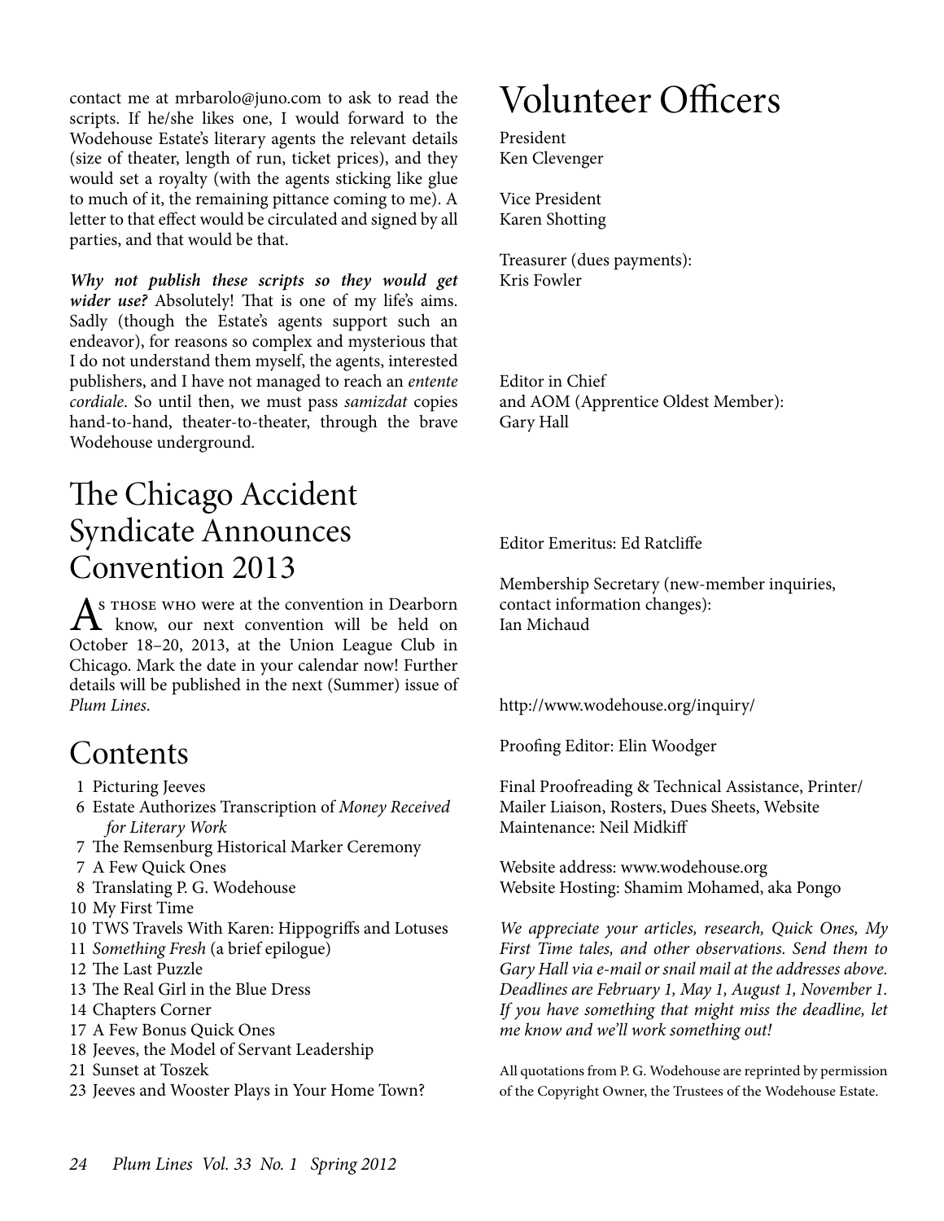contact me at mrbarolo@juno.com to ask to read the scripts. If he/she likes one, I would forward to the Wodehouse Estate's literary agents the relevant details (size of theater, length of run, ticket prices), and they would set a royalty (with the agents sticking like glue to much of it, the remaining pittance coming to me). A letter to that effect would be circulated and signed by all parties, and that would be that.

***Why not publish these scripts so they would get wider use?*** Absolutely! That is one of my life's aims. Sadly (though the Estate's agents support such an endeavor), for reasons so complex and mysterious that I do not understand them myself, the agents, interested publishers, and I have not managed to reach an *entente cordiale*. So until then, we must pass *samizdat* copies hand-to-hand, theater-to-theater, through the brave Wodehouse underground.

## The Chicago Accident Syndicate Announces Convention 2013

As those who were at the convention in Dearborn know, our next convention will be held on October 18–20, 2013, at the Union League Club in Chicago. Mark the date in your calendar now! Further details will be published in the next (Summer) issue of *Plum Lines*.

## Contents

- 1 Picturing Jeeves
- 6 Estate Authorizes Transcription of *Money Received for Literary Work*
- 7 The Remsenburg Historical Marker Ceremony
- 7 A Few Quick Ones
- 8 Translating P. G. Wodehouse
- 10 My First Time
- 10 TWS Travels With Karen: Hippogriffs and Lotuses
- 11 *Something Fresh* (a brief epilogue)
- 12 The Last Puzzle
- 13 The Real Girl in the Blue Dress
- 14 Chapters Corner
- 17 A Few Bonus Quick Ones
- 18 Jeeves, the Model of Servant Leadership
- 21 Sunset at Toszek
- 23 Jeeves and Wooster Plays in Your Home Town?

# Volunteer Officers

President
Ken Clevenger

Vice President
Karen Shotting

Treasurer (dues payments):
Kris Fowler

Editor in Chief
and AOM (Apprentice Oldest Member):
Gary Hall

Editor Emeritus: Ed Ratcliffe

Membership Secretary (new-member inquiries, contact information changes):
Ian Michaud

http://www.wodehouse.org/inquiry/

Proofing Editor: Elin Woodger

Final Proofreading & Technical Assistance, Printer/Mailer Liaison, Rosters, Dues Sheets, Website Maintenance: Neil Midkiff

Website address: www.wodehouse.org
Website Hosting: Shamim Mohamed, aka Pongo

*We appreciate your articles, research, Quick Ones, My First Time tales, and other observations. Send them to Gary Hall via e-mail or snail mail at the addresses above. Deadlines are February 1, May 1, August 1, November 1. If you have something that might miss the deadline, let me know and we'll work something out!*

All quotations from P. G. Wodehouse are reprinted by permission of the Copyright Owner, the Trustees of the Wodehouse Estate.